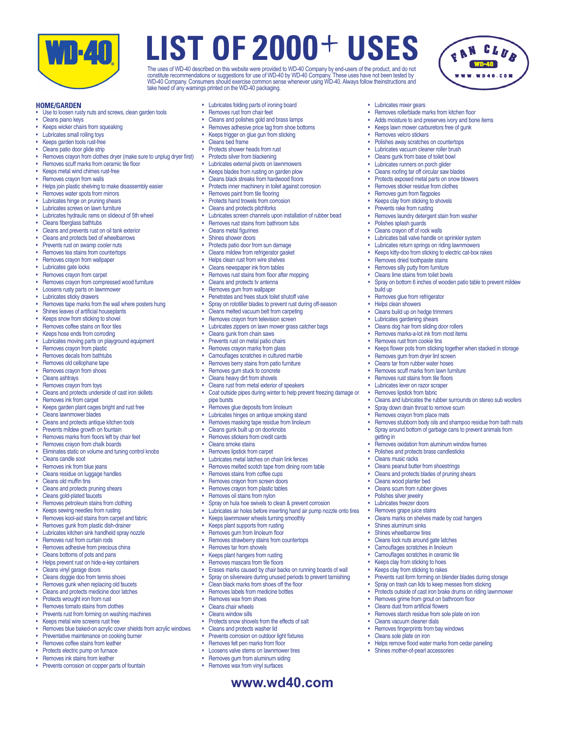# LIST OF 2000+ USES

The uses of WD-40 described on this website were provided to WD-40 Company by end-users of the product, and do not constitute recommendations or suggestions for use of WD-40 by WD-40 Company. These uses have not been tested by WD-40 Company. Consumers should exercise common sense whenever using WD-40. Always follow theinstructions and take heed of any warnings printed on the WD-40 packaging.

## HOME/GARDEN

- Use to loosen rusty nuts and screws, clean garden tools
- Cleans piano keys
- Keeps wicker chairs from squeaking
- Lubricates small rolling toys
- Keeps garden tools rust-free
- Cleans patio door glide strip
- Removes crayon from clothes dryer (make sure to unplug dryer first)
- Removes scuff marks from ceramic tile floor
- Keeps metal wind chimes rust-free
- Removes crayon from walls
- Helps join plastic shelving to make disassembly easier
- Removes water spots from mirrors
- Lubricates hinge on pruning shears
- Lubricates screws on lawn furniture
- Lubricates hydraulic rams on slideout of 5th wheel
- Cleans fiberglass bathtubs
- Cleans and prevents rust on oil tank exterior
- Cleans and protects bed of wheelbarrows
- Prevents rust on swamp cooler nuts
- Removes tea stains from countertops
- Removes crayon from wallpaper
- Lubricates gate locks
- Removes crayon from carpet
- Removes crayon from compressed wood furniture
- Loosens rusty parts on lawnmower
- Lubricates sticky drawers
- Removes tape marks from the wall where posters hung
- Shines leaves of artificial houseplants
- Keeps snow from sticking to shovel
- Removes coffee stains on floor tiles
- Keeps hose ends from corroding
- Lubricates moving parts on playground equipment
- Removes crayon from plastic
- Removes decals from bathtubs
- Removes old cellophane tape
- Removes crayon from shoes
- Cleans ashtrays
- Removes crayon from toys
- Cleans and protects underside of cast iron skillets
- Removes ink from carpet
- Keeps garden plant cages bright and rust free
- Cleans lawnmower blades
- Cleans and protects antique kitchen tools
- Prevents mildew growth on fountain
- Removes marks from floors left by chair feet
- Removes crayon from chalk boards
- Eliminates static on volume and tuning control knobs
- Cleans candle soot
- Removes ink from blue jeans
- Cleans residue on luggage handles
- Cleans old muffin tins
- Cleans and protects pruning shears
- Cleans gold-plated faucets
- Removes petroleum stains from clothing
- Keeps sewing needles from rusting
- Removes kool-aid stains from carpet and fabric
- Removes gunk from plastic dish-drainer
- Lubricates kitchen sink handheld spray nozzle
- Removes rust from curtain rods
- Removes adhesive from precious china
- Cleans bottoms of pots and pans
- Helps prevent rust on hide-a-key containers
- Cleans vinyl garage doors
- Cleans doggie doo from tennis shoes
- Removes gunk when replacing old faucets
- Cleans and protects medicine door latches
- Protects wrought iron from rust
- Removes tomato stains from clothes
- Prevents rust from forming on washing machines
- Keeps metal wire screens rust free
- Removes blue baked-on acrylic cover shields from acrylic windows
- Preventative maintenance on cooking burner
- Removes coffee stains from leather
- Protects electric pump on furnace
- Removes ink stains from leather
- Prevents corrosion on copper parts of fountain
- Lubricates folding parts of ironing board
- Removes rust from chair feet
- Cleans and polishes gold and brass lamps
- Removes adhesive price tag from shoe bottoms
- Keeps trigger on glue gun from sticking
- Cleans bed frame
- Protects shower heads from rust
- Protects silver from blackening
- Lubricates external pivots on lawnmowers
- Keeps blades from rusting on garden plow
- Cleans black streaks from hardwood floors
- Protects inner machinery in toilet against corrosion
- Removes paint from tile flooring
- Protects hand trowels from corrosion
- Cleans and protects pitchforks
- Lubricates screen channels upon installation of rubber bead
- Removes rust stains from bathroom tubs
- Cleans metal figurines
- Shines shower doors
- Protects patio door from sun damage
- Cleans mildew from refrigerator gasket
- Helps clean rust from wire shelves
- Cleans newspaper ink from tables
- Removes rust stains from floor after mopping
- Cleans and protects tv antenna
- Removes gum from wallpaper
- Penetrates and frees stuck toilet shutoff valve
- Spray on rototiller blades to prevent rust during off-season
- Cleans melted vacuum belt from carpeting
- Removes crayon from television screen
- Lubricates zippers on lawn mower grass catcher bags
- Cleans gunk from chain saws
- Prevents rust on metal patio chairs
- Removes crayon marks from glass
- Camouflages scratches in cultured marble
- Removes berry stains from patio furniture
- Removes gum stuck to concrete
- Cleans heavy dirt from shovels
- Cleans rust from metal exterior of speakers
- Coat outside pipes during winter to help prevent freezing damage or pipe bursts
- Removes glue deposits from linoleum
- Lubricates hinges on antique smoking stand
- Removes masking tape residue from linoleum
- Cleans gunk built up on doorknobs
- Removes stickers from credit cards
- Cleans smoke stains
- Removes lipstick from carpet
- Lubricates metal latches on chain link fences
- Removes melted scotch tape from dining room table
- Removes stains from coffee cups
- Removes crayon from screen doors
- Removes crayon from plastic tables
- Removes oil stains from nylon
- Spray on hula hoe swivels to clean & prevent corrosion
- Lubricates air holes before inserting hand air pump nozzle onto tires
- Keeps lawnmower wheels turning smoothly
- Keeps plant supports from rusting
- Removes gum from linoleum floor
- Removes strawberry stains from countertops
- Removes tar from shovels
- Keeps plant hangers from rusting
- Removes mascara from tile floors
- Erases marks caused by chair backs on running boards of wall
- Spray on silverware during unused periods to prevent tarnishing
- Clean black marks from shoes off the floor
- Removes labels from medicine bottles
- Removes wax from shoes
- Cleans chair wheels
- Cleans window sills
- Protects snow shovels from the effects of salt
- Cleans and protects washer lid
- Prevents corrosion on outdoor light fixtures
- Removes felt pen marks from floor
- Loosens valve stems on lawnmower tires
- Removes gum from aluminum siding
- Removes wax from vinyl surfaces
- Lubricates mixer gears
- Removes rollerblade marks from kitchen floor
- Adds moisture to and preserves ivory and bone items
- Keeps lawn mower carburetors free of gunk
- Removes velcro stickers
- Polishes away scratches on countertops
- Lubricates vacuum cleaner roller brush
- Cleans gunk from base of toilet bowl
- Lubricates runners on porch glider
- Cleans roofing tar off circular saw blades
- Protects exposed metal parts on snow blowers
- Removes sticker residue from clothes
- Removes gum from flagpoles
- Keeps clay from sticking to shovels
- Prevents rake from rusting
- Removes laundry detergent stain from washer
- Polishes splash guards
- Cleans crayon off of rock walls
- Lubricates ball valve handle on sprinkler system
- Lubricates return springs on riding lawnmowers
- Keeps kitty-doo from sticking to electric cat-box rakes
- Removes dried toothpaste stains
- Removes silly putty from furniture
- Cleans lime stains from toilet bowls
- Spray on bottom 6 inches of wooden patio table to prevent mildew build up
- Removes glue from refrigerator
- Helps clean showers
- Cleans build up on hedge trimmers
- Lubricates gardening shears
- Cleans dog hair from sliding door rollers
- Removes marks-a-lot ink from most items
- Removes rust from cookie tins
- Keeps flower pots from sticking together when stacked in storage
- Removes gum from dryer lint screen
- Cleans tar from rubber water hoses
- Removes scuff marks from lawn furniture
- Removes rust stains from tile floors
- Lubricates lever on razor scraper
- Removes lipstick from fabric
- Cleans and lubricates the rubber surrounds on stereo sub woofers
- Spray down drain throat to remove scum
- Removes crayon from place mats
- Removes stubborn body oils and shampoo residue from bath mats
- Spray around bottom of garbage cans to prevent animals from getting in
- Removes oxidation from aluminum window frames
- Polishes and protects brass candlesticks
- Cleans music racks
- Cleans peanut butter from shoestrings
- Cleans and protects blades of pruning shears
- Cleans wood planter bed
- Cleans scum from rubber gloves
- Polishes silver jewelry
- Lubricates freezer doors
- Removes grape juice stains
- Cleans marks on shelves made by coat hangers
- Shines aluminum sinks
- Shines wheelbarrow tires
- Cleans lock nuts around gate latches
- Camouflages scratches in linoleum
- Camouflages scratches in ceramic tile
- Keeps clay from sticking to hoes
- Keeps clay from sticking to rakes
- Prevents rust form forming on blender blades during storage
- Spray on trash can lids to keep messes from sticking
- Protects outside of cast iron brake drums on riding lawnmower
- Removes grime from grout on bathroom floor
- Cleans dust from artificial flowers
- Removes starch residue from sole plate on iron
- Cleans vacuum cleaner dials
- Removes fingerprints from bay windows
- Cleans sole plate on iron
- Helps remove flood water marks from cedar paneling
- Shines mother-of-pearl accessories

www.wd40.com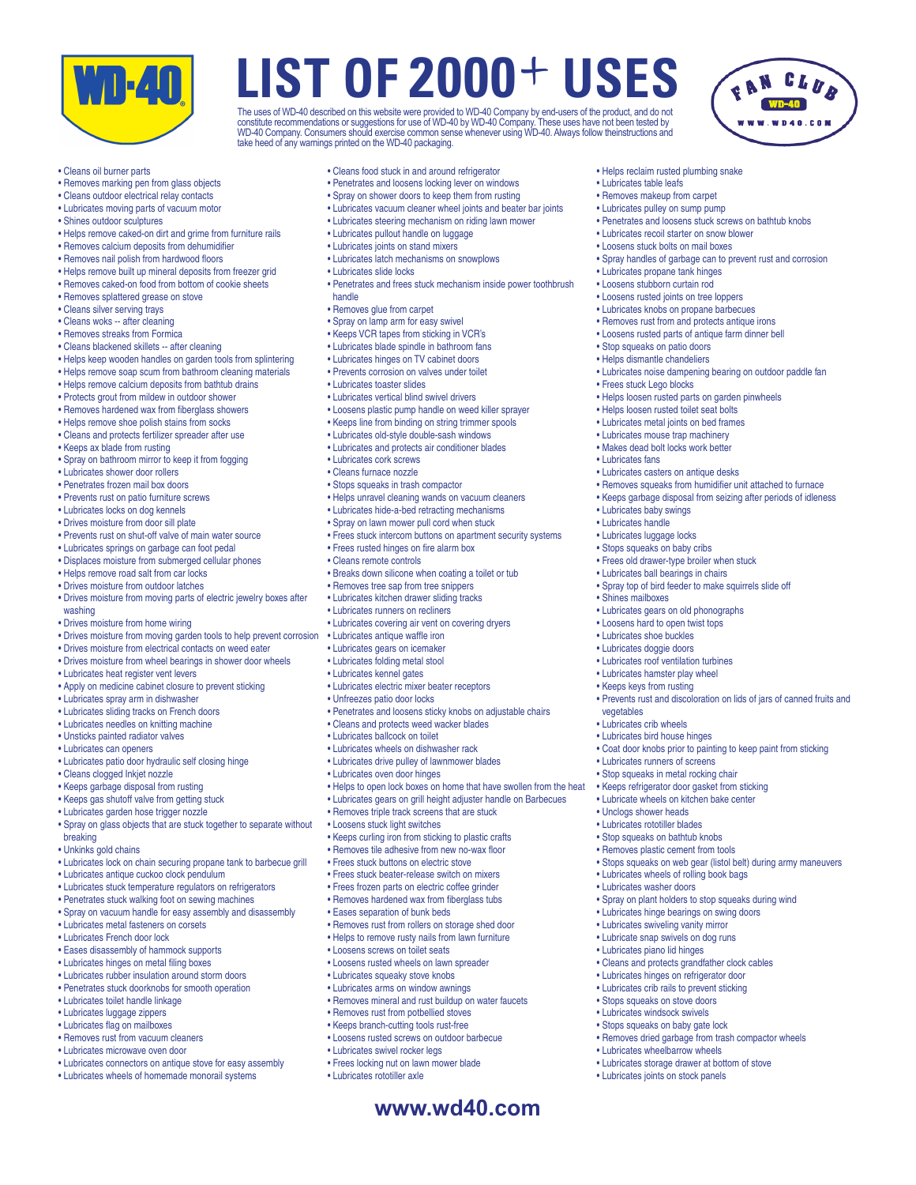# LIST OF 2000+ USES

The uses of WD-40 described on this website were provided to WD-40 Company by end-users of the product, and do not constitute recommendations or suggestions for use of WD-40 by WD-40 Company. These uses have not been tested by WD-40 Company. Consumers should exercise common sense whenever using WD-40. Always follow theinstructions and take heed of any warnings printed on the WD-40 packaging.

- Cleans oil burner parts
- Removes marking pen from glass objects
- Cleans outdoor electrical relay contacts
- Lubricates moving parts of vacuum motor
- Shines outdoor sculptures
- Helps remove caked-on dirt and grime from furniture rails
- Removes calcium deposits from dehumidifier
- Removes nail polish from hardwood floors
- Helps remove built up mineral deposits from freezer grid
- Removes caked-on food from bottom of cookie sheets
- Removes splattered grease on stove
- Cleans silver serving trays
- Cleans woks -- after cleaning
- Removes streaks from Formica
- Cleans blackened skillets -- after cleaning
- Helps keep wooden handles on garden tools from splintering
- Helps remove soap scum from bathroom cleaning materials
- Helps remove calcium deposits from bathtub drains
- Protects grout from mildew in outdoor shower
- Removes hardened wax from fiberglass showers
- Helps remove shoe polish stains from socks
- Cleans and protects fertilizer spreader after use
- Keeps ax blade from rusting
- Spray on bathroom mirror to keep it from fogging
- Lubricates shower door rollers
- Penetrates frozen mail box doors
- Prevents rust on patio furniture screws
- Lubricates locks on dog kennels
- Drives moisture from door sill plate
- Prevents rust on shut-off valve of main water source
- Lubricates springs on garbage can foot pedal
- Displaces moisture from submerged cellular phones
- Helps remove road salt from car locks
- Drives moisture from outdoor latches
- Drives moisture from moving parts of electric jewelry boxes after washing
- Drives moisture from home wiring
- Drives moisture from moving garden tools to help prevent corrosion
- Drives moisture from electrical contacts on weed eater
- Drives moisture from wheel bearings in shower door wheels
- Lubricates heat register vent levers
- Apply on medicine cabinet closure to prevent sticking
- Lubricates spray arm in dishwasher
- Lubricates sliding tracks on French doors
- Lubricates needles on knitting machine
- Unsticks painted radiator valves
- Lubricates can openers
- Lubricates patio door hydraulic self closing hinge
- Cleans clogged Inkjet nozzle
- Keeps garbage disposal from rusting
- Keeps gas shutoff valve from getting stuck
- Lubricates garden hose trigger nozzle
- Spray on glass objects that are stuck together to separate without breaking
- Unkinks gold chains
- Lubricates lock on chain securing propane tank to barbecue grill
- Lubricates antique cuckoo clock pendulum
- Lubricates stuck temperature regulators on refrigerators
- Penetrates stuck walking foot on sewing machines
- Spray on vacuum handle for easy assembly and disassembly
- Lubricates metal fasteners on corsets
- Lubricates French door lock
- Eases disassembly of hammock supports
- Lubricates hinges on metal filing boxes
- Lubricates rubber insulation around storm doors
- Penetrates stuck doorknobs for smooth operation
- Lubricates toilet handle linkage
- Lubricates luggage zippers
- Lubricates flag on mailboxes
- Removes rust from vacuum cleaners
- Lubricates microwave oven door
- Lubricates connectors on antique stove for easy assembly
- Lubricates wheels of homemade monorail systems
- Cleans food stuck in and around refrigerator
- Penetrates and loosens locking lever on windows
- Spray on shower doors to keep them from rusting
- Lubricates vacuum cleaner wheel joints and beater bar joints
- Lubricates steering mechanism on riding lawn mower
- Lubricates pullout handle on luggage
- Lubricates joints on stand mixers
- Lubricates latch mechanisms on snowplows
- Lubricates slide locks
- Penetrates and frees stuck mechanism inside power toothbrush handle
- Removes glue from carpet
- Spray on lamp arm for easy swivel
- Keeps VCR tapes from sticking in VCR's
- Lubricates blade spindle in bathroom fans
- Lubricates hinges on TV cabinet doors
- Prevents corrosion on valves under toilet
- Lubricates toaster slides
- Lubricates vertical blind swivel drivers
- Loosens plastic pump handle on weed killer sprayer
- Keeps line from binding on string trimmer spools
- Lubricates old-style double-sash windows
- Lubricates and protects air conditioner blades
- Lubricates cork screws
- Cleans furnace nozzle
- Stops squeaks in trash compactor
- Helps unravel cleaning wands on vacuum cleaners
- Lubricates hide-a-bed retracting mechanisms
- Spray on lawn mower pull cord when stuck
- Frees stuck intercom buttons on apartment security systems
- Frees rusted hinges on fire alarm box
- Cleans remote controls
- Breaks down silicone when coating a toilet or tub
- Removes tree sap from tree snippers
- Lubricates kitchen drawer sliding tracks
- Lubricates runners on recliners
- Lubricates covering air vent on covering dryers
- Lubricates antique waffle iron
- Lubricates gears on icemaker
- Lubricates folding metal stool
- Lubricates kennel gates
- Lubricates electric mixer beater receptors
- Unfreezes patio door locks
- Penetrates and loosens sticky knobs on adjustable chairs
- Cleans and protects weed wacker blades
- Lubricates ballcock on toilet
- Lubricates wheels on dishwasher rack
- Lubricates drive pulley of lawnmower blades
- Lubricates oven door hinges
- Helps to open lock boxes on home that have swollen from the heat
- Lubricates gears on grill height adjuster handle on Barbecues
- Removes triple track screens that are stuck
- Loosens stuck light switches
- Keeps curling iron from sticking to plastic crafts
- Removes tile adhesive from new no-wax floor
- Frees stuck buttons on electric stove
- Frees stuck beater-release switch on mixers
- Frees frozen parts on electric coffee grinder
- Removes hardened wax from fiberglass tubs
- Eases separation of bunk beds
- Removes rust from rollers on storage shed door
- Helps to remove rusty nails from lawn furniture
- Loosens screws on toilet seats
- Loosens rusted wheels on lawn spreader
- Lubricates squeaky stove knobs
- Lubricates arms on window awnings
- Removes mineral and rust buildup on water faucets
- Removes rust from potbellied stoves
- Keeps branch-cutting tools rust-free
- Loosens rusted screws on outdoor barbecue
- Lubricates swivel rocker legs
- Frees locking nut on lawn mower blade
- Lubricates rototiller axle
- Helps reclaim rusted plumbing snake
- Lubricates table leafs
- Removes makeup from carpet
- Lubricates pulley on sump pump
- Penetrates and loosens stuck screws on bathtub knobs
- Lubricates recoil starter on snow blower
- Loosens stuck bolts on mail boxes
- Spray handles of garbage can to prevent rust and corrosion
- Lubricates propane tank hinges
- Loosens stubborn curtain rod
- Loosens rusted joints on tree loppers
- Lubricates knobs on propane barbecues
- Removes rust from and protects antique irons
- Loosens rusted parts of antique farm dinner bell
- Stop squeaks on patio doors
- Helps dismantle chandeliers
- Lubricates noise dampening bearing on outdoor paddle fan
- Frees stuck Lego blocks
- Helps loosen rusted parts on garden pinwheels
- Helps loosen rusted toilet seat bolts
- Lubricates metal joints on bed frames
- Lubricates mouse trap machinery
- Makes dead bolt locks work better
- Lubricates fans
- Lubricates casters on antique desks
- Removes squeaks from humidifier unit attached to furnace
- Keeps garbage disposal from seizing after periods of idleness
- Lubricates baby swings
- Lubricates handle
- Lubricates luggage locks
- Stops squeaks on baby cribs
- Frees old drawer-type broiler when stuck
- Lubricates ball bearings in chairs
- Spray top of bird feeder to make squirrels slide off
- Shines mailboxes
- Lubricates gears on old phonographs
- Loosens hard to open twist tops
- Lubricates shoe buckles
- Lubricates doggie doors
- Lubricates roof ventilation turbines
- Lubricates hamster play wheel
- Keeps keys from rusting
- Prevents rust and discoloration on lids of jars of canned fruits and vegetables
- Lubricates crib wheels
- Lubricates bird house hinges
- Coat door knobs prior to painting to keep paint from sticking
- Lubricates runners of screens
- Stop squeaks in metal rocking chair
- Keeps refrigerator door gasket from sticking
- Lubricate wheels on kitchen bake center
- Unclogs shower heads
- Lubricates rototiller blades
- Stop squeaks on bathtub knobs
- Removes plastic cement from tools
- Stops squeaks on web gear (listol belt) during army maneuvers
- Lubricates wheels of rolling book bags
- Lubricates washer doors
- Spray on plant holders to stop squeaks during wind
- Lubricates hinge bearings on swing doors
- Lubricates swiveling vanity mirror
- Lubricate snap swivels on dog runs
- Lubricates piano lid hinges
- Cleans and protects grandfather clock cables
- Lubricates hinges on refrigerator door
- Lubricates crib rails to prevent sticking
- Stops squeaks on stove doors
- Lubricates windsock swivels
- Stops squeaks on baby gate lock
- Removes dried garbage from trash compactor wheels
- Lubricates wheelbarrow wheels
- Lubricates storage drawer at bottom of stove
- Lubricates joints on stock panels

**www.wd40.com**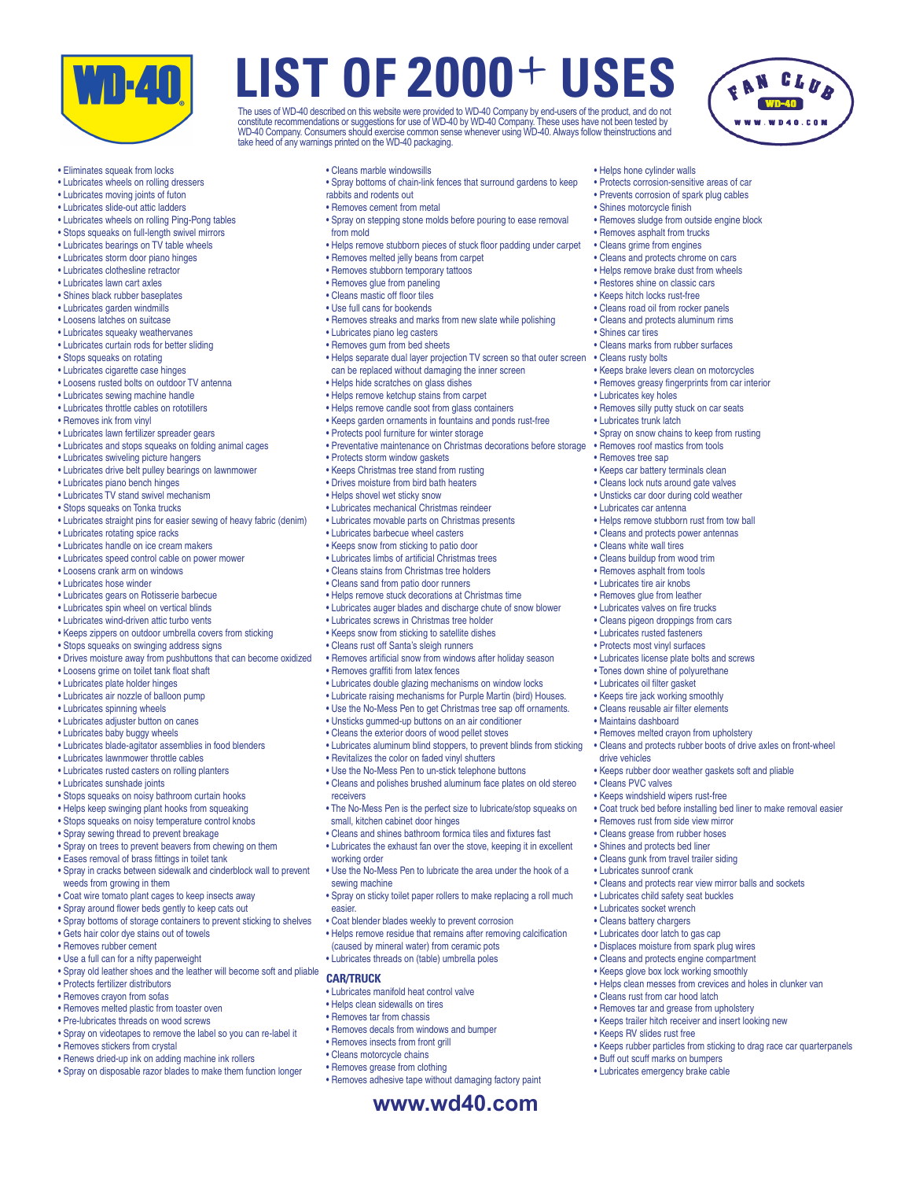# LIST OF 2000+ USES

The uses of WD-40 described on this website were provided to WD-40 Company by end-users of the product, and do not constitute recommendations or suggestions for use of WD-40 by WD-40 Company. These uses have not been tested by WD-40 Company. Consumers should exercise common sense whenever using WD-40. Always follow theinstructions and take heed of any warnings printed on the WD-40 packaging.

- Eliminates squeak from locks
- Lubricates wheels on rolling dressers
- Lubricates moving joints of futon
- Lubricates slide-out attic ladders
- Lubricates wheels on rolling Ping-Pong tables
- Stops squeaks on full-length swivel mirrors
- Lubricates bearings on TV table wheels
- Lubricates storm door piano hinges
- Lubricates clothesline retractor
- Lubricates lawn cart axles
- Shines black rubber baseplates
- Lubricates garden windmills
- Loosens latches on suitcase
- Lubricates squeaky weathervanes
- Lubricates curtain rods for better sliding
- Stops squeaks on rotating
- Lubricates cigarette case hinges
- Loosens rusted bolts on outdoor TV antenna
- Lubricates sewing machine handle
- Lubricates throttle cables on rototillers
- Removes ink from vinyl
- Lubricates lawn fertilizer spreader gears
- Lubricates and stops squeaks on folding animal cages
- Lubricates swiveling picture hangers
- Lubricates drive belt pulley bearings on lawnmower
- Lubricates piano bench hinges
- Lubricates TV stand swivel mechanism
- Stops squeaks on Tonka trucks
- Lubricates straight pins for easier sewing of heavy fabric (denim)
- Lubricates rotating spice racks
- Lubricates handle on ice cream makers
- Lubricates speed control cable on power mower
- Loosens crank arm on windows
- Lubricates hose winder
- Lubricates gears on Rotisserie barbecue
- Lubricates spin wheel on vertical blinds
- Lubricates wind-driven attic turbo vents
- Keeps zippers on outdoor umbrella covers from sticking
- Stops squeaks on swinging address signs
- Drives moisture away from pushbuttons that can become oxidized
- Loosens grime on toilet tank float shaft
- Lubricates plate holder hinges
- Lubricates air nozzle of balloon pump
- Lubricates spinning wheels
- Lubricates adjuster button on canes
- Lubricates baby buggy wheels
- Lubricates blade-agitator assemblies in food blenders
- Lubricates lawnmower throttle cables
- Lubricates rusted casters on rolling planters
- Lubricates sunshade joints
- Stops squeaks on noisy bathroom curtain hooks
- Helps keep swinging plant hooks from squeaking
- Stops squeaks on noisy temperature control knobs
- Spray sewing thread to prevent breakage
- Spray on trees to prevent beavers from chewing on them
- Eases removal of brass fittings in toilet tank
- Spray in cracks between sidewalk and cinderblock wall to prevent weeds from growing in them
- Coat wire tomato plant cages to keep insects away
- Spray around flower beds gently to keep cats out
- Spray bottoms of storage containers to prevent sticking to shelves
- Gets hair color dye stains out of towels
- Removes rubber cement
- Use a full can for a nifty paperweight
- Spray old leather shoes and the leather will become soft and pliable
- Protects fertilizer distributors
- Removes crayon from sofas
- Removes melted plastic from toaster oven
- Pre-lubricates threads on wood screws
- Spray on videotapes to remove the label so you can re-label it
- Removes stickers from crystal
- Renews dried-up ink on adding machine ink rollers
- Spray on disposable razor blades to make them function longer
- Cleans marble windowsills
- Spray bottoms of chain-link fences that surround gardens to keep rabbits and rodents out
- Removes cement from metal
- Spray on stepping stone molds before pouring to ease removal from mold
- Helps remove stubborn pieces of stuck floor padding under carpet
- Removes melted jelly beans from carpet
- Removes stubborn temporary tattoos
- Removes glue from paneling
- Cleans mastic off floor tiles
- Use full cans for bookends
- Removes streaks and marks from new slate while polishing
- Lubricates piano leg casters
- Removes gum from bed sheets
- Helps separate dual layer projection TV screen so that outer screen can be replaced without damaging the inner screen
- Helps hide scratches on glass dishes
- Helps remove ketchup stains from carpet
- Helps remove candle soot from glass containers
- Keeps garden ornaments in fountains and ponds rust-free
- Protects pool furniture for winter storage
- Preventative maintenance on Christmas decorations before storage
- Protects storm window gaskets
- Keeps Christmas tree stand from rusting
- Drives moisture from bird bath heaters
- Helps shovel wet sticky snow
- Lubricates mechanical Christmas reindeer
- Lubricates movable parts on Christmas presents
- Lubricates barbecue wheel casters
- Keeps snow from sticking to patio door
- Lubricates limbs of artificial Christmas trees
- Cleans stains from Christmas tree holders
- Cleans sand from patio door runners
- Helps remove stuck decorations at Christmas time
- Lubricates auger blades and discharge chute of snow blower
- Lubricates screws in Christmas tree holder
- Keeps snow from sticking to satellite dishes
- Cleans rust off Santa's sleigh runners
- Removes artificial snow from windows after holiday season
- Removes graffiti from latex fences
- Lubricates double glazing mechanisms on window locks
- Lubricate raising mechanisms for Purple Martin (bird) Houses.
- Use the No-Mess Pen to get Christmas tree sap off ornaments.
- Unsticks gummed-up buttons on an air conditioner
- Cleans the exterior doors of wood pellet stoves
- Lubricates aluminum blind stoppers, to prevent blinds from sticking
- Revitalizes the color on faded vinyl shutters
- Use the No-Mess Pen to un-stick telephone buttons
- Cleans and polishes brushed aluminum face plates on old stereo receivers
- The No-Mess Pen is the perfect size to lubricate/stop squeaks on small, kitchen cabinet door hinges
- Cleans and shines bathroom formica tiles and fixtures fast
- Lubricates the exhaust fan over the stove, keeping it in excellent working order
- Use the No-Mess Pen to lubricate the area under the hook of a sewing machine
- Spray on sticky toilet paper rollers to make replacing a roll much easier.
- Coat blender blades weekly to prevent corrosion
- Helps remove residue that remains after removing calcification (caused by mineral water) from ceramic pots
- Lubricates threads on (table) umbrella poles

## CAR/TRUCK

- Lubricates manifold heat control valve
- Helps clean sidewalls on tires
- Removes tar from chassis
- Removes decals from windows and bumper
- Removes insects from front grill
- Cleans motorcycle chains
- Removes grease from clothing
- Removes adhesive tape without damaging factory paint
- Helps hone cylinder walls
- Protects corrosion-sensitive areas of car
- Prevents corrosion of spark plug cables
- Shines motorcycle finish
- Removes sludge from outside engine block
- Removes asphalt from trucks
- Cleans grime from engines
- Cleans and protects chrome on cars
- Helps remove brake dust from wheels
- Restores shine on classic cars
- Keeps hitch locks rust-free
- Cleans road oil from rocker panels
- Cleans and protects aluminum rims
- Shines car tires
- Cleans marks from rubber surfaces
- Cleans rusty bolts
- Keeps brake levers clean on motorcycles
- Removes greasy fingerprints from car interior
- Lubricates key holes
- Removes silly putty stuck on car seats
- Lubricates trunk latch
- Spray on snow chains to keep from rusting
- Removes roof mastics from tools
- Removes tree sap
- Keeps car battery terminals clean
- Cleans lock nuts around gate valves
- Unsticks car door during cold weather
- Lubricates car antenna
- Helps remove stubborn rust from tow ball
- Cleans and protects power antennas
- Cleans white wall tires
- Cleans buildup from wood trim
- Removes asphalt from tools
- Lubricates tire air knobs
- Removes glue from leather
- Lubricates valves on fire trucks
- Cleans pigeon droppings from cars
- Lubricates rusted fasteners
- Protects most vinyl surfaces
- Lubricates license plate bolts and screws
- Tones down shine of polyurethane
- Lubricates oil filter gasket
- Keeps tire jack working smoothly
- Cleans reusable air filter elements
- Maintains dashboard
- Removes melted crayon from upholstery
- Cleans and protects rubber boots of drive axles on front-wheel drive vehicles
- Keeps rubber door weather gaskets soft and pliable
- Cleans PVC valves
- Keeps windshield wipers rust-free
- Coat truck bed before installing bed liner to make removal easier
- Removes rust from side view mirror
- Cleans grease from rubber hoses
- Shines and protects bed liner
- Cleans gunk from travel trailer siding
- Lubricates sunroof crank
- Cleans and protects rear view mirror balls and sockets
- Lubricates child safety seat buckles
- Lubricates socket wrench
- Cleans battery chargers
- Lubricates door latch to gas cap
- Displaces moisture from spark plug wires
- Cleans and protects engine compartment
- Keeps glove box lock working smoothly
- Helps clean messes from crevices and holes in clunker van
- Cleans rust from car hood latch
- Removes tar and grease from upholstery
- Keeps trailer hitch receiver and insert looking new
- Keeps RV slides rust free
- Keeps rubber particles from sticking to drag race car quarterpanels
- Buff out scuff marks on bumpers
- Lubricates emergency brake cable

**www.wd40.com**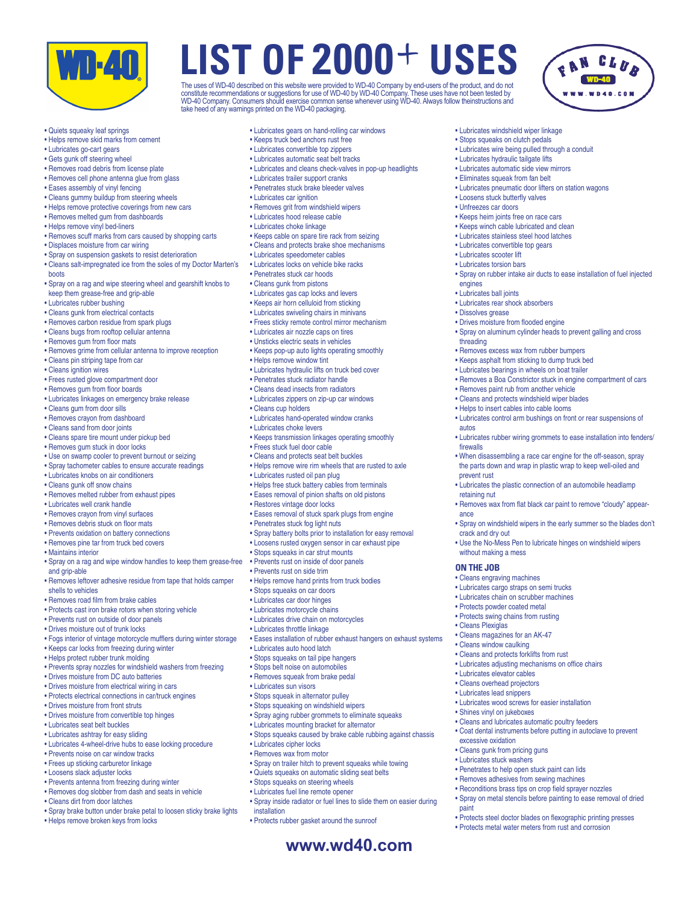# LIST OF 2000+ USES

The uses of WD-40 described on this website were provided to WD-40 Company by end-users of the product, and do not constitute recommendations or suggestions for use of WD-40 by WD-40 Company. These uses have not been tested by WD-40 Company. Consumers should exercise common sense whenever using WD-40. Always follow theinstructions and take heed of any warnings printed on the WD-40 packaging.

- Quiets squeaky leaf springs
- Helps remove skid marks from cement
- Lubricates go-cart gears
- Gets gunk off steering wheel
- Removes road debris from license plate
- Removes cell phone antenna glue from glass
- Eases assembly of vinyl fencing
- Cleans gummy buildup from steering wheels
- Helps remove protective coverings from new cars
- Removes melted gum from dashboards
- Helps remove vinyl bed-liners
- Removes scuff marks from cars caused by shopping carts
- Displaces moisture from car wiring
- Spray on suspension gaskets to resist deterioration
- Cleans salt-impregnated ice from the soles of my Doctor Marten's boots
- Spray on a rag and wipe steering wheel and gearshift knobs to keep them grease-free and grip-able
- Lubricates rubber bushing
- Cleans gunk from electrical contacts
- Removes carbon residue from spark plugs
- Cleans bugs from rooftop cellular antenna
- Removes gum from floor mats
- Removes grime from cellular antenna to improve reception
- Cleans pin striping tape from car
- Cleans ignition wires
- Frees rusted glove compartment door
- Removes gum from floor boards
- Lubricates linkages on emergency brake release
- Cleans gum from door sills
- Removes crayon from dashboard
- Cleans sand from door joints
- Cleans spare tire mount under pickup bed
- Removes gum stuck in door locks
- Use on swamp cooler to prevent burnout or seizing
- Spray tachometer cables to ensure accurate readings
- Lubricates knobs on air conditioners
- Cleans gunk off snow chains
- Removes melted rubber from exhaust pipes
- Lubricates well crank handle
- Removes crayon from vinyl surfaces
- Removes debris stuck on floor mats
- Prevents oxidation on battery connections
- Removes pine tar from truck bed covers
- Maintains interior
- Spray on a rag and wipe window handles to keep them grease-free and grip-able
- Removes leftover adhesive residue from tape that holds camper shells to vehicles
- Removes road film from brake cables
- Protects cast iron brake rotors when storing vehicle
- Prevents rust on outside of door panels
- Drives moisture out of trunk locks
- Fogs interior of vintage motorcycle mufflers during winter storage
- Keeps car locks from freezing during winter
- Helps protect rubber trunk molding
- Prevents spray nozzles for windshield washers from freezing
- Drives moisture from DC auto batteries
- Drives moisture from electrical wiring in cars
- Protects electrical connections in car/truck engines
- Drives moisture from front struts
- Drives moisture from convertible top hinges
- Lubricates seat belt buckles
- Lubricates ashtray for easy sliding
- Lubricates 4-wheel-drive hubs to ease locking procedure
- Prevents noise on car window tracks
- Frees up sticking carburetor linkage
- Loosens slack adjuster locks
- Prevents antenna from freezing during winter
- Removes dog slobber from dash and seats in vehicle
- Cleans dirt from door latches
- Spray brake button under brake petal to loosen sticky brake lights
- Helps remove broken keys from locks
- Lubricates gears on hand-rolling car windows
- Keeps truck bed anchors rust free
- Lubricates convertible top zippers
- Lubricates automatic seat belt tracks
- Lubricates and cleans check-valves in pop-up headlights
- Lubricates trailer support cranks
- Penetrates stuck brake bleeder valves
- Lubricates car ignition
- Removes grit from windshield wipers
- Lubricates hood release cable
- Lubricates choke linkage
- Keeps cable on spare tire rack from seizing
- Cleans and protects brake shoe mechanisms
- Lubricates speedometer cables
- Lubricates locks on vehicle bike racks
- Penetrates stuck car hoods
- Cleans gunk from pistons
- Lubricates gas cap locks and levers
- Keeps air horn celluloid from sticking
- Lubricates swiveling chairs in minivans
- Frees sticky remote control mirror mechanism
- Lubricates air nozzle caps on tires
- Unsticks electric seats in vehicles
- Keeps pop-up auto lights operating smoothly
- Helps remove window tint
- Lubricates hydraulic lifts on truck bed cover
- Penetrates stuck radiator handle
- Cleans dead insects from radiators
- Lubricates zippers on zip-up car windows
- Cleans cup holders
- Lubricates hand-operated window cranks
- Lubricates choke levers
- Keeps transmission linkages operating smoothly
- Frees stuck fuel door cable
- Cleans and protects seat belt buckles
- Helps remove wire rim wheels that are rusted to axle
- Lubricates rusted oil pan plug
- Helps free stuck battery cables from terminals
- Eases removal of pinion shafts on old pistons
- Restores vintage door locks
- Eases removal of stuck spark plugs from engine
- Penetrates stuck fog light nuts
- Spray battery bolts prior to installation for easy removal
- Loosens rusted oxygen sensor in car exhaust pipe
- Stops squeaks in car strut mounts
- Prevents rust on inside of door panels
- Prevents rust on side trim
- Helps remove hand prints from truck bodies
- Stops squeaks on car doors
- Lubricates car door hinges
- Lubricates motorcycle chains
- Lubricates drive chain on motorcycles
- Lubricates throttle linkage
- Eases installation of rubber exhaust hangers on exhaust systems
- Lubricates auto hood latch
- Stops squeaks on tail pipe hangers
- Stops belt noise on automobiles
- Removes squeak from brake pedal
- Lubricates sun visors
- Stops squeak in alternator pulley
- Stops squeaking on windshield wipers
- Spray aging rubber grommets to eliminate squeaks
- Lubricates mounting bracket for alternator
- Stops squeaks caused by brake cable rubbing against chassis
- Lubricates cipher locks
- Removes wax from motor
- Spray on trailer hitch to prevent squeaks while towing
- Quiets squeaks on automatic sliding seat belts
- Stops squeaking on steering wheels
- Lubricates fuel line remote opener
- Spray inside radiator or fuel lines to slide them on easier during installation
- Protects rubber gasket around the sunroof
- Lubricates windshield wiper linkage
- Stops squeaks on clutch pedals
- Lubricates wire being pulled through a conduit
- Lubricates hydraulic tailgate lifts
- Lubricates automatic side view mirrors
- Eliminates squeak from fan belt
- Lubricates pneumatic door lifters on station wagons
- Loosens stuck butterfly valves
- Unfreezes car doors
- Keeps heim joints free on race cars
- Keeps winch cable lubricated and clean
- Lubricates stainless steel hood latches
- Lubricates convertible top gears
- Lubricates scooter lift
- Lubricates torsion bars
- Spray on rubber intake air ducts to ease installation of fuel injected engines
- Lubricates ball joints
- Lubricates rear shock absorbers
- Dissolves grease
- Drives moisture from flooded engine
- Spray on aluminum cylinder heads to prevent galling and cross threading
- Removes excess wax from rubber bumpers
- Keeps asphalt from sticking to dump truck bed
- Lubricates bearings in wheels on boat trailer
- Removes a Boa Constrictor stuck in engine compartment of cars
- Removes paint rub from another vehicle
- Cleans and protects windshield wiper blades
- Helps to insert cables into cable looms
- Lubricates control arm bushings on front or rear suspensions of autos
- Lubricates rubber wiring grommets to ease installation into fenders/firewalls
- When disassembling a race car engine for the off-season, spray the parts down and wrap in plastic wrap to keep well-oiled and prevent rust
- Lubricates the plastic connection of an automobile headlamp retaining nut
- Removes wax from flat black car paint to remove "cloudy" appearance
- Spray on windshield wipers in the early summer so the blades don't crack and dry out
- Use the No-Mess Pen to lubricate hinges on windshield wipers without making a mess

## ON THE JOB

- Cleans engraving machines
- Lubricates cargo straps on semi trucks
- Lubricates chain on scrubber machines
- Protects powder coated metal
- Protects swing chains from rusting
- Cleans Plexiglas
- Cleans magazines for an AK-47
- Cleans window caulking
- Cleans and protects forklifts from rust
- Lubricates adjusting mechanisms on office chairs
- Lubricates elevator cables
- Cleans overhead projectors
- Lubricates lead snippers
- Lubricates wood screws for easier installation
- Shines vinyl on jukeboxes
- Cleans and lubricates automatic poultry feeders
- Coat dental instruments before putting in autoclave to prevent excessive oxidation
- Cleans gunk from pricing guns
- Lubricates stuck washers
- Penetrates to help open stuck paint can lids
- Removes adhesives from sewing machines
- Reconditions brass tips on crop field sprayer nozzles
- Spray on metal stencils before painting to ease removal of dried paint
- Protects steel doctor blades on flexographic printing presses
- Protects metal water meters from rust and corrosion

www.wd40.com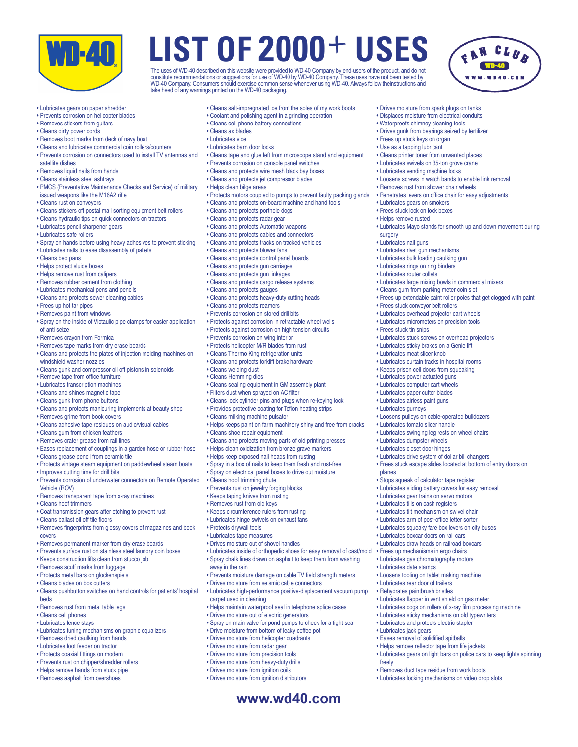# LIST OF 2000+ USES

The uses of WD-40 described on this website were provided to WD-40 Company by end-users of the product, and do not constitute recommendations or suggestions for use of WD-40 by WD-40 Company. These uses have not been tested by WD-40 Company. Consumers should exercise common sense whenever using WD-40. Always follow theinstructions and take heed of any warnings printed on the WD-40 packaging.

- Lubricates gears on paper shredder
- Prevents corrosion on helicopter blades
- Removes stickers from guitars
- Cleans dirty power cords
- Removes boot marks from deck of navy boat
- Cleans and lubricates commercial coin rollers/counters
- Prevents corrosion on connectors used to install TV antennas and satellite dishes
- Removes liquid nails from hands
- Cleans stainless steel ashtrays
- PMCS (Preventative Maintenance Checks and Service) of military issued weapons like the M16A2 rifle
- Cleans rust on conveyors
- Cleans stickers off postal mail sorting equipment belt rollers
- Cleans hydraulic tips on quick connectors on tractors
- Lubricates pencil sharpener gears
- Lubricates safe rollers
- Spray on hands before using heavy adhesives to prevent sticking
- Lubricates nails to ease disassembly of pallets
- Cleans bed pans
- Helps protect sluice boxes
- Helps remove rust from calipers
- Removes rubber cement from clothing
- Lubricates mechanical pens and pencils
- Cleans and protects sewer cleaning cables
- Frees up hot tar pipes
- Removes paint from windows
- Spray on the inside of Victaulic pipe clamps for easier application of anti seize
- Removes crayon from Formica
- Removes tape marks from dry erase boards
- Cleans and protects the plates of injection molding machines on windshield washer nozzles
- Cleans gunk and compressor oil off pistons in solenoids
- Remove tape from office furniture
- Lubricates transcription machines
- Cleans and shines magnetic tape
- Cleans gunk from phone buttons
- Cleans and protects manicuring implements at beauty shop
- Removes grime from book covers
- Cleans adhesive tape residues on audio/visual cables
- Cleans gum from chicken feathers
- Removes crater grease from rail lines
- Eases replacement of couplings in a garden hose or rubber hose
- Cleans grease pencil from ceramic tile
- Protects vintage steam equipment on paddlewheel steam boats
- Improves cutting time for drill bits
- Prevents corrosion of underwater connectors on Remote Operated Vehicle (ROV)
- Removes transparent tape from x-ray machines
- Cleans hoof trimmers
- Coat transmission gears after etching to prevent rust
- Cleans ballast oil off tile floors
- Removes fingerprints from glossy covers of magazines and book covers
- Removes permanent marker from dry erase boards
- Prevents surface rust on stainless steel laundry coin boxes
- Keeps construction lifts clean from stucco job
- Removes scuff marks from luggage
- Protects metal bars on glockenspiels
- Cleans blades on box cutters
- Cleans pushbutton switches on hand controls for patients' hospital beds
- Removes rust from metal table legs
- Cleans cell phones
- Lubricates fence stays
- Lubricates tuning mechanisms on graphic equalizers
- Removes dried caulking from hands
- Lubricates foot feeder on tractor
- Protects coaxial fittings on modem
- Prevents rust on chipper/shredder rollers
- Helps remove hands from stuck pipe
- Removes asphalt from overshoes
- Cleans salt-impregnated ice from the soles of my work boots
- Coolant and polishing agent in a grinding operation
- Cleans cell phone battery connections
- Cleans ax blades
- Lubricates vice
- Lubricates barn door locks
- Cleans tape and glue left from microscope stand and equipment
- Prevents corrosion on console panel switches
- Cleans and protects wire mesh black bay boxes
- Cleans and protects jet compressor blades
- Helps clean bilge areas
- Protects motors coupled to pumps to prevent faulty packing glands
- Cleans and protects on-board machine and hand tools
- Cleans and protects porthole dogs
- Cleans and protects radar gear
- Cleans and protects Automatic weapons
- Cleans and protects cables and connectors
- Cleans and protects tracks on tracked vehicles
- Cleans and protects blower fans
- Cleans and protects control panel boards
- Cleans and protects gun carriages
- Cleans and protects gun linkages
- Cleans and protects cargo release systems
- Cleans and protects gauges
- Cleans and protects heavy-duty cutting heads
- Cleans and protects reamers
- Prevents corrosion on stored drill bits
- Protects against corrosion in retractable wheel wells
- Protects against corrosion on high tension circuits
- Prevents corrosion on wing interior
- Protects helicopter M/R blades from rust
- Cleans Thermo King refrigeration units
- Cleans and protects forklift brake hardware
- Cleans welding dust
- Cleans Hemming dies
- Cleans sealing equipment in GM assembly plant
- Filters dust when sprayed on AC filter
- Cleans lock cylinder pins and plugs when re-keying lock
- Provides protective coating for Teflon heating strips
- Cleans milking machine pulsator
- Helps keeps paint on farm machinery shiny and free from cracks
- Cleans shoe repair equipment
- Cleans and protects moving parts of old printing presses
- Helps clean oxidization from bronze grave markers
- Helps keep exposed nail heads from rusting
- Spray in a box of nails to keep them fresh and rust-free
- Spray on electrical panel boxes to drive out moisture
- Cleans hoof trimming chute
- Prevents rust on jewelry forging blocks
- Keeps taping knives from rusting
- Removes rust from old keys
- Keeps circumference rulers from rusting
- Lubricates hinge swivels on exhaust fans
- Protects drywall tools
- Lubricates tape measures
- Drives moisture out of shovel handles
- Lubricates inside of orthopedic shoes for easy removal of cast/mold
- Spray chalk lines drawn on asphalt to keep them from washing away in the rain
- Prevents moisture damage on cable TV field strength meters
- Drives moisture from seismic cable connectors
- Lubricates high-performance positive-displacement vacuum pump carpet used in cleaning
- Helps maintain waterproof seal in telephone splice cases
- Drives moisture out of electric generators
- Spray on main valve for pond pumps to check for a tight seal
- Drive moisture from bottom of leaky coffee pot
- Drives moisture from helicopter quadrants
- Drives moisture from radar gear
- Drives moisture from precision tools
- Drives moisture from heavy-duty drills
- Drives moisture from ignition coils
- Drives moisture from ignition distributors
- Drives moisture from spark plugs on tanks
- Displaces moisture from electrical conduits
- Waterproofs chimney cleaning tools
- Drives gunk from bearings seized by fertilizer
- Frees up stuck keys on organ
- Use as a tapping lubricant
- Cleans printer toner from unwanted places
- Lubricates swivels on 35-ton grove crane
- Lubricates vending machine locks
- Loosens screws in watch bands to enable link removal
- Removes rust from shower chair wheels
- Penetrates levers on office chair for easy adjustments
- Lubricates gears on smokers
- Frees stuck lock on lock boxes
- Helps remove rusted
- Lubricates Mayo stands for smooth up and down movement during surgery
- Lubricates nail guns
- Lubricates rivet gun mechanisms
- Lubricates bulk loading caulking gun
- Lubricates rings on ring binders
- Lubricates router collets
- Lubricates large mixing bowls in commercial mixers
- Cleans gum from parking meter coin slot
- Frees up extendable paint roller poles that get clogged with paint
- Frees stuck conveyor belt rollers
- Lubricates overhead projector cart wheels
- Lubricates micrometers on precision tools
- Frees stuck tin snips
- Lubricates stuck screws on overhead projectors
- Lubricates sticky brakes on a Genie lift
- Lubricates meat slicer knob
- Lubricates curtain tracks in hospital rooms
- Keeps prison cell doors from squeaking
- Lubricates power actuated guns
- Lubricates computer cart wheels
- Lubricates paper cutter blades
- Lubricates airless paint guns
- Lubricates gurneys
- Loosens pulleys on cable-operated bulldozers
- Lubricates tomato slicer handle
- Lubricates swinging leg rests on wheel chairs
- Lubricates dumpster wheels
- Lubricates closet door hinges
- Lubricates drive system of dollar bill changers
- Frees stuck escape slides located at bottom of entry doors on planes
- Stops squeak of calculator tape register
- Lubricates sliding battery covers for easy removal
- Lubricates gear trains on servo motors
- Lubricates tills on cash registers
- Lubricates tilt mechanism on swivel chair
- Lubricates arm of post-office letter sorter
- Lubricates squeaky fare box levers on city buses
- Lubricates boxcar doors on rail cars
- Lubricates draw heads on railroad boxcars
- Frees up mechanisms in ergo chairs
- Lubricates gas chromatography motors
- Lubricates date stamps
- Loosens tooling on tablet making machine
- Lubricates rear door of trailers
- Rehydrates paintbrush bristles
- Lubricates flapper in vent shield on gas meter
- Lubricates cogs on rollers of x-ray film processing machine
- Lubricates sticky mechanisms on old typewriters
- Lubricates and protects electric stapler
- Lubricates jack gears
- Eases removal of solidified spitballs
- Helps remove reflector tape from life jackets
- Lubricates gears on light bars on police cars to keep lights spinning freely
- Removes duct tape residue from work boots
- Lubricates locking mechanisms on video drop slots

www.wd40.com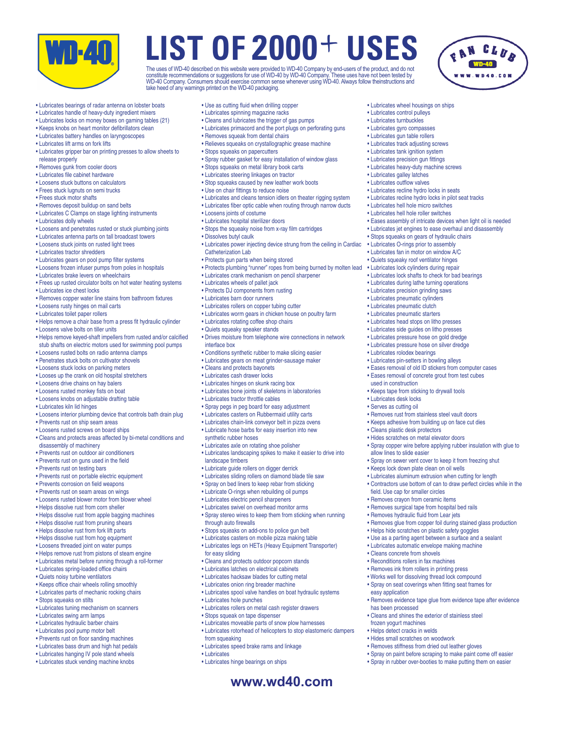# LIST OF 2000+ USES

The uses of WD-40 described on this website were provided to WD-40 Company by end-users of the product, and do not constitute recommendations or suggestions for use of WD-40 by WD-40 Company. These uses have not been tested by WD-40 Company. Consumers should exercise common sense whenever using WD-40. Always follow theinstructions and take heed of any warnings printed on the WD-40 packaging.

- Lubricates bearings of radar antenna on lobster boats
- Lubricates handle of heavy-duty ingredient mixers
- Lubricates locks on money boxes on gaming tables (21)
- Keeps knobs on heart monitor defibrillators clean
- Lubricates battery handles on laryngoscopes
- Lubricates lift arms on fork lifts
- Lubricates gripper bar on printing presses to allow sheets to release properly
- Removes gunk from cooler doors
- Lubricates file cabinet hardware
- Loosens stuck buttons on calculators
- Frees stuck lugnuts on semi trucks
- Frees stuck motor shafts
- Removes deposit buildup on sand belts
- Lubricates C Clamps on stage lighting instruments
- Lubricates dolly wheels
- Loosens and penetrates rusted or stuck plumbing joints
- Lubricates antenna parts on tall broadcast towers
- Loosens stuck joints on rusted light trees
- Lubricates tractor shredders
- Lubricates gears on pool pump filter systems
- Loosens frozen infuser pumps from poles in hospitals
- Lubricates brake levers on wheelchairs
- Frees up rusted circulator bolts on hot water heating systems
- Lubricates ice chest locks
- Removes copper water line stains from bathroom fixtures
- Loosens rusty hinges on mail carts
- Lubricates toilet paper rollers
- Helps remove a chair base from a press fit hydraulic cylinder
- Loosens valve bolts on tiller units
- Helps remove keyed-shaft impellers from rusted and/or calcified stub shafts on electric motors used for swimming pool pumps
- Loosens rusted bolts on radio antenna clamps
- Penetrates stuck bolts on cultivator shovels
- Loosens stuck locks on parking meters
- Looses up the crank on old hospital stretchers
- Loosens drive chains on hay balers
- Loosens rusted monkey fists on boat
- Loosens knobs on adjustable drafting table
- Lubricates kiln lid hinges
- Loosens interior plumbing device that controls bath drain plug
- Prevents rust on ship seam areas
- Loosens rusted screws on board ships
- Cleans and protects areas affected by bi-metal conditions and disassembly of machinery
- Prevents rust on outdoor air conditioners
- Prevents rust on guns used in the field
- Prevents rust on testing bars
- Prevents rust on portable electric equipment
- Prevents corrosion on field weapons
- Prevents rust on seam areas on wings
- Loosens rusted blower motor from blower wheel
- Helps dissolve rust from corn sheller
- Helps dissolve rust from apple bagging machines
- Helps dissolve rust from pruning shears
- Helps dissolve rust from fork lift parts
- Helps dissolve rust from hog equipment
- Loosens threaded joint on water pumps
- Helps remove rust from pistons of steam engine
- Lubricates metal before running through a roll-former
- Lubricates spring-loaded office chairs
- Quiets noisy turbine ventilators
- Keeps office chair wheels rolling smoothly
- Lubricates parts of mechanic rocking chairs
- Stops squeaks on stilts
- Lubricates tuning mechanism on scanners
- Lubricates swing arm lamps
- Lubricates hydraulic barber chairs
- Lubricates pool pump motor belt
- Prevents rust on floor sanding machines
- Lubricates bass drum and high hat pedals
- Lubricates hanging IV pole stand wheels
- Lubricates stuck vending machine knobs
- Use as cutting fluid when drilling copper
- Lubricates spinning magazine racks
- Cleans and lubricates the trigger of gas pumps
- Lubricates primacord and the port plugs on perforating guns
- Removes squeak from dental chairs
- Relieves squeaks on crystallographic grease machine
- Stops squeaks on papercutters
- Spray rubber gasket for easy installation of window glass
- Stops squeaks on metal library book carts
- Lubricates steering linkages on tractor
- Stop squeaks caused by new leather work boots
- Use on chair fittings to reduce noise
- Lubricates and cleans tension idlers on theater rigging system
- Lubricates fiber optic cable when routing through narrow ducts
- Loosens joints of costume
- Lubricates hospital sterilizer doors
- Stops the squeaky noise from x-ray film cartridges
- Dissolves butyl caulk
- Lubricates power injecting device strung from the ceiling in Cardiac Catheterization Lab
- Protects gun parts when being stored
- Protects plumbing "runner" ropes from being burned by molten lead
- Lubricates crank mechanism on pencil sharpener
- Lubricates wheels of pallet jack
- Protects DJ components from rusting
- Lubricates barn door runners
- Lubricates rollers on copper tubing cutter
- Lubricates worm gears in chicken house on poultry farm
- Lubricates rotating coffee shop chairs
- Quiets squeaky speaker stands
- Drives moisture from telephone wire connections in network interface box
- Conditions synthetic rubber to make slicing easier
- Lubricates gears on meat grinder-sausage maker
- Cleans and protects bayonets
- Lubricates cash drawer locks
- Lubricates hinges on skunk racing box
- Lubricates bone joints of skeletons in laboratories
- Lubricates tractor throttle cables
- Spray pegs in peg board for easy adjustment
- Lubricates casters on Rubbermaid utility carts
- Lubricates chain-link conveyor belt in pizza ovens
- Lubricate hose barbs for easy insertion into new synthetic rubber hoses
- Lubricates axle on rotating shoe polisher
- Lubricates landscaping spikes to make it easier to drive into landscape timbers
- Lubricate guide rollers on digger derrick
- Lubricates sliding rollers on diamond blade tile saw
- Spray on bed liners to keep rebar from sticking
- Lubricate O-rings when rebuilding oil pumps
- Lubricates electric pencil sharpeners
- Lubricates swivel on overhead monitor arms
- Spray stereo wires to keep them from sticking when running through auto firewalls
- Stops squeaks on add-ons to police gun belt
- Lubricates casters on mobile pizza making table
- Lubricates legs on HETs (Heavy Equipment Transporter) for easy sliding
- Cleans and protects outdoor popcorn stands
- Lubricates latches on electrical cabinets
- Lubricates hacksaw blades for cutting metal
- Lubricates onion ring breader machine
- Lubricates spool valve handles on boat hydraulic systems
- Lubricates hole punches
- Lubricates rollers on metal cash register drawers
- Stops squeak on tape dispenser
- Lubricates moveable parts of snow plow harnesses
- Lubricates rotorhead of helicopters to stop elastomeric dampers from squeaking
- Lubricates speed brake rams and linkage
- Lubricates
- Lubricates hinge bearings on ships
- Lubricates wheel housings on ships
- Lubricates control pulleys
- Lubricates turnbuckles
- Lubricates gyro compasses
- Lubricates gun table rollers
- Lubricates track adjusting screws
- Lubricates tank ignition system
- Lubricates precision gun fittings
- Lubricates heavy-duty machine screws
- Lubricates galley latches
- Lubricates outflow valves
- Lubricates recline hydro locks in seats
- Lubricates recline hydro locks in pilot seat tracks
- Lubricates hell hole micro switches
- Lubricates hell hole roller switches
- Eases assembly of intricate devices when light oil is needed
- Lubricates jet engines to ease overhaul and disassembly
- Stops squeaks on gears of hydraulic chairs
- Lubricates O-rings prior to assembly
- Lubricates fan in motor on window A/C
- Quiets squeaky roof ventilator hinges
- Lubricates lock cylinders during repair
- Lubricates lock shafts to check for bad bearings
- Lubricates during lathe turning operations
- Lubricates precision grinding saws
- Lubricates pneumatic cylinders
- Lubricates pneumatic clutch
- Lubricates pneumatic starters
- Lubricates head stops on litho presses
- Lubricates side guides on litho presses
- Lubricates pressure hose on gold dredge
- Lubricates pressure hose on silver dredge
- Lubricates rolodex bearings
- Lubricates pin-setters in bowling alleys
- Eases removal of old ID stickers from computer cases
- Eases removal of concrete grout from test cubes used in construction
- Keeps tape from sticking to drywall tools
- Lubricates desk locks
- Serves as cutting oil
- Removes rust from stainless steel vault doors
- Keeps adhesive from building up on face cut dies
- Cleans plastic desk protectors
- Hides scratches on metal elevator doors
- Spray copper wire before applying rubber insulation with glue to allow lines to slide easier
- Spray on sewer vent cover to keep it from freezing shut
- Keeps lock down plate clean on oil wells
- Lubricates aluminum extrusion when cutting for length
- Contractors use bottom of can to draw perfect circles while in the field. Use cap for smaller circles
- Removes crayon from ceramic items
- Removes surgical tape from hospital bed rails
- Removes hydraulic fluid from Lear jets
- Removes glue from copper foil during stained glass production
- Helps hide scratches on plastic safety goggles
- Use as a parting agent between a surface and a sealant
- Lubricates automatic envelope making machine
- Cleans concrete from shovels
- Reconditions rollers in fax machines
- Removes ink from rollers in printing press
- Works well for dissolving thread lock compound
- Spray on seat coverings when fitting seat frames for easy application
- Removes evidence tape glue from evidence tape after evidence has been processed
- Cleans and shines the exterior of stainless steel frozen yogurt machines
- Helps detect cracks in welds
- Hides small scratches on woodwork
- Removes stiffness from dried out leather gloves
- Spray on paint before scraping to make paint come off easier
- Spray in rubber over-booties to make putting them on easier

www.wd40.com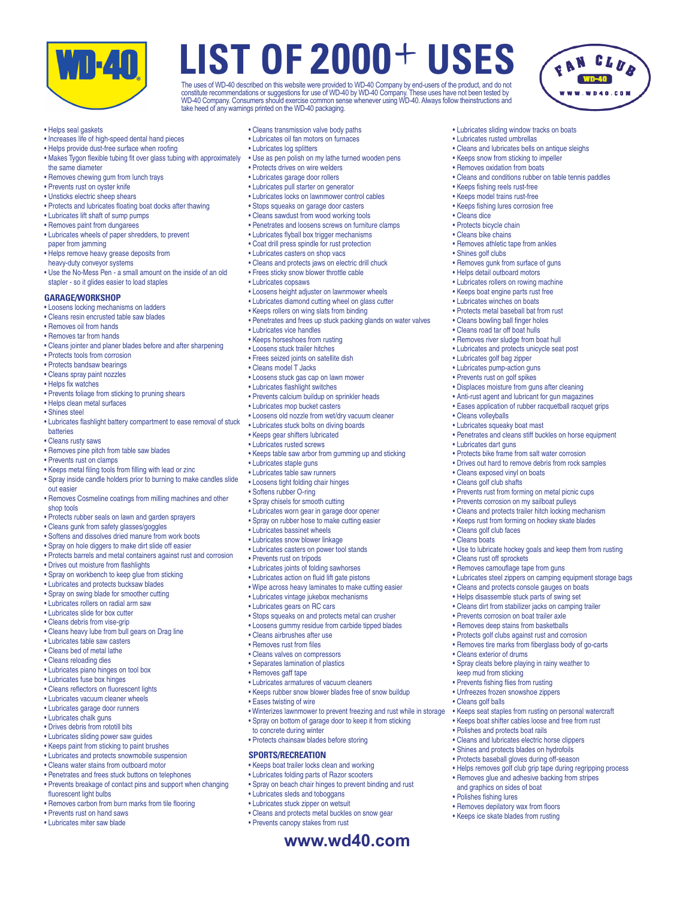# LIST OF 2000+ USES

The uses of WD-40 described on this website were provided to WD-40 Company by end-users of the product, and do not constitute recommendations or suggestions for use of WD-40 by WD-40 Company. These uses have not been tested by WD-40 Company. Consumers should exercise common sense whenever using WD-40. Always follow theinstructions and take heed of any warnings printed on the WD-40 packaging.

- Helps seal gaskets
- Increases life of high-speed dental hand pieces
- Helps provide dust-free surface when roofing
- Makes Tygon flexible tubing fit over glass tubing with approximately the same diameter
- Removes chewing gum from lunch trays
- Prevents rust on oyster knife
- Unsticks electric sheep shears
- Protects and lubricates floating boat docks after thawing
- Lubricates lift shaft of sump pumps
- Removes paint from dungarees
- Lubricates wheels of paper shredders, to prevent paper from jamming
- Helps remove heavy grease deposits from heavy-duty conveyor systems
- Use the No-Mess Pen - a small amount on the inside of an old stapler - so it glides easier to load staples

## GARAGE/WORKSHOP

- Loosens locking mechanisms on ladders
- Cleans resin encrusted table saw blades
- Removes oil from hands
- Removes tar from hands
- Cleans jointer and planer blades before and after sharpening
- Protects tools from corrosion
- Protects bandsaw bearings
- Cleans spray paint nozzles
- Helps fix watches
- Prevents foliage from sticking to pruning shears
- Helps clean metal surfaces
- Shines steel
- Lubricates flashlight battery compartment to ease removal of stuck batteries
- Cleans rusty saws
- Removes pine pitch from table saw blades
- Prevents rust on clamps
- Keeps metal filing tools from filling with lead or zinc
- Spray inside candle holders prior to burning to make candles slide out easier
- Removes Cosmeline coatings from milling machines and other shop tools
- Protects rubber seals on lawn and garden sprayers
- Cleans gunk from safety glasses/goggles
- Softens and dissolves dried manure from work boots
- Spray on hole diggers to make dirt slide off easier
- Protects barrels and metal containers against rust and corrosion
- Drives out moisture from flashlights
- Spray on workbench to keep glue from sticking
- Lubricates and protects bucksaw blades
- Spray on swing blade for smoother cutting
- Lubricates rollers on radial arm saw
- Lubricates slide for box cutter
- Cleans debris from vise-grip
- Cleans heavy lube from bull gears on Drag line
- Lubricates table saw casters
- Cleans bed of metal lathe
- Cleans reloading dies
- Lubricates piano hinges on tool box
- Lubricates fuse box hinges
- Cleans reflectors on fluorescent lights
- Lubricates vacuum cleaner wheels
- Lubricates garage door runners
- Lubricates chalk guns
- Drives debris from rototill bits
- Lubricates sliding power saw guides
- Keeps paint from sticking to paint brushes
- Lubricates and protects snowmobile suspension
- Cleans water stains from outboard motor
- Penetrates and frees stuck buttons on telephones
- Prevents breakage of contact pins and support when changing fluorescent light bulbs
- Removes carbon from burn marks from tile flooring
- Prevents rust on hand saws
- Lubricates miter saw blade
- Cleans transmission valve body paths
- Lubricates oil fan motors on furnaces
- Lubricates log splitters
- Use as pen polish on my lathe turned wooden pens
- Protects drives on wire welders
- Lubricates garage door rollers
- Lubricates pull starter on generator
- Lubricates locks on lawnmower control cables
- Stops squeaks on garage door casters
- Cleans sawdust from wood working tools
- Penetrates and loosens screws on furniture clamps
- Lubricates flyball box trigger mechanisms
- Coat drill press spindle for rust protection
- Lubricates casters on shop vacs
- Cleans and protects jaws on electric drill chuck
- Frees sticky snow blower throttle cable
- Lubricates copsaws
- Loosens height adjuster on lawnmower wheels
- Lubricates diamond cutting wheel on glass cutter
- Keeps rollers on wing slats from binding
- Penetrates and frees up stuck packing glands on water valves
- Lubricates vice handles
- Keeps horseshoes from rusting
- Loosens stuck trailer hitches
- Frees seized joints on satellite dish
- Cleans model T Jacks
- Loosens stuck gas cap on lawn mower
- Lubricates flashlight switches
- Prevents calcium buildup on sprinkler heads
- Lubricates mop bucket casters
- Loosens old nozzle from wet/dry vacuum cleaner
- Lubricates stuck bolts on diving boards
- Keeps gear shifters lubricated
- Lubricates rusted screws
- Keeps table saw arbor from gumming up and sticking
- Lubricates staple guns
- Lubricates table saw runners
- Loosens tight folding chair hinges
- Softens rubber O-ring
- Spray chisels for smooth cutting
- Lubricates worn gear in garage door opener
- Spray on rubber hose to make cutting easier
- Lubricates bassinet wheels
- Lubricates snow blower linkage
- Lubricates casters on power tool stands
- Prevents rust on tripods
- Lubricates joints of folding sawhorses
- Lubricates action on fluid lift gate pistons
- Wipe across heavy laminates to make cutting easier
- Lubricates vintage jukebox mechanisms
- Lubricates gears on RC cars
- Stops squeaks on and protects metal can crusher
- Loosens gummy residue from carbide tipped blades
- Cleans airbrushes after use
- Removes rust from files
- Cleans valves on compressors
- Separates lamination of plastics
- Removes gaff tape
- Lubricates armatures of vacuum cleaners
- Keeps rubber snow blower blades free of snow buildup
- Eases twisting of wire
- Winterizes lawnmower to prevent freezing and rust while in storage
- Spray on bottom of garage door to keep it from sticking to concrete during winter
- Protects chainsaw blades before storing

## SPORTS/RECREATION

- Keeps boat trailer locks clean and working
- Lubricates folding parts of Razor scooters
- Spray on beach chair hinges to prevent binding and rust
- Lubricates sleds and toboggans
- Lubricates stuck zipper on wetsuit
- Cleans and protects metal buckles on snow gear
- Prevents canopy stakes from rust
- Lubricates sliding window tracks on boats
- Lubricates rusted umbrellas
- Cleans and lubricates bells on antique sleighs
- Keeps snow from sticking to impeller
- Removes oxidation from boats
- Cleans and conditions rubber on table tennis paddles
- Keeps fishing reels rust-free
- Keeps model trains rust-free
- Keeps fishing lures corrosion free
- Cleans dice
- Protects bicycle chain
- Cleans bike chains
- Removes athletic tape from ankles
- Shines golf clubs
- Removes gunk from surface of guns
- Helps detail outboard motors
- Lubricates rollers on rowing machine
- Keeps boat engine parts rust free
- Lubricates winches on boats
- Protects metal baseball bat from rust
- Cleans bowling ball finger holes
- Cleans road tar off boat hulls
- Removes river sludge from boat hull
- Lubricates and protects unicycle seat post
- Lubricates golf bag zipper
- Lubricates pump-action guns
- Prevents rust on golf spikes
- Displaces moisture from guns after cleaning
- Anti-rust agent and lubricant for gun magazines
- Eases application of rubber racquetball racquet grips
- Cleans volleyballs
- Lubricates squeaky boat mast
- Penetrates and cleans stiff buckles on horse equipment
- Lubricates dart guns
- Protects bike frame from salt water corrosion
- Drives out hard to remove debris from rock samples
- Cleans exposed vinyl on boats
- Cleans golf club shafts
- Prevents rust from forming on metal picnic cups
- Prevents corrosion on my sailboat pulleys
- Cleans and protects trailer hitch locking mechanism
- Keeps rust from forming on hockey skate blades
- Cleans golf club faces
- Cleans boats
- Use to lubricate hockey goals and keep them from rusting
- Cleans rust off sprockets
- Removes camouflage tape from guns
- Lubricates steel zippers on camping equipment storage bags
- Cleans and protects console gauges on boats
- Helps disassemble stuck parts of swing set
- Cleans dirt from stabilizer jacks on camping trailer
- Prevents corrosion on boat trailer axle
- Removes deep stains from basketballs
- Protects golf clubs against rust and corrosion
- Removes tire marks from fiberglass body of go-carts
- Cleans exterior of drums
- Spray cleats before playing in rainy weather to keep mud from sticking
- Prevents fishing flies from rusting
- Unfreezes frozen snowshoe zippers
- Cleans golf balls
- Keeps seat staples from rusting on personal watercraft
- Keeps boat shifter cables loose and free from rust
- Polishes and protects boat rails
- Cleans and lubricates electric horse clippers
- Shines and protects blades on hydrofoils
- Protects baseball gloves during off-season
- Helps removes golf club grip tape during regripping process
- Removes glue and adhesive backing from stripes and graphics on sides of boat
- Polishes fishing lures
- Removes depilatory wax from floors
- Keeps ice skate blades from rusting

www.wd40.com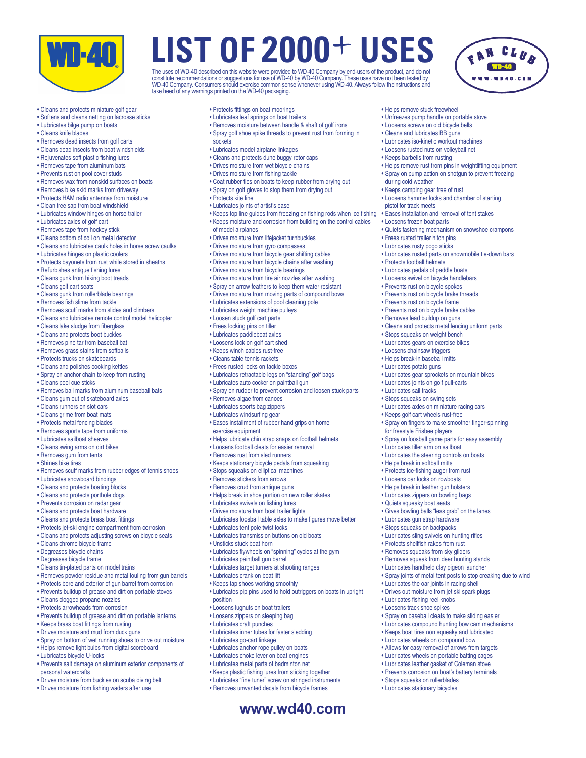# LIST OF 2000+ USES

The uses of WD-40 described on this website were provided to WD-40 Company by end-users of the product, and do not constitute recommendations or suggestions for use of WD-40 by WD-40 Company. These uses have not been tested by WD-40 Company. Consumers should exercise common sense whenever using WD-40. Always follow theinstructions and take heed of any warnings printed on the WD-40 packaging.

- Cleans and protects miniature golf gear
- Softens and cleans netting on lacrosse sticks
- Lubricates bilge pump on boats
- Cleans knife blades
- Removes dead insects from golf carts
- Cleans dead insects from boat windshields
- Rejuvenates soft plastic fishing lures
- Removes tape from aluminum bats
- Prevents rust on pool cover studs
- Removes wax from nonskid surfaces on boats
- Removes bike skid marks from driveway
- Protects HAM radio antennas from moisture
- Clean tree sap from boat windshield
- Lubricates window hinges on horse trailer
- Lubricates axles of golf cart
- Removes tape from hockey stick
- Cleans bottom of coil on metal detector
- Cleans and lubricates caulk holes in horse screw caulks
- Lubricates hinges on plastic coolers
- Protects bayonets from rust while stored in sheaths
- Refurbishes antique fishing lures
- Cleans gunk from hiking boot treads
- Cleans golf cart seats
- Cleans gunk from rollerblade bearings
- Removes fish slime from tackle
- Removes scuff marks from slides and climbers
- Cleans and lubricates remote control model helicopter
- Cleans lake sludge from fiberglass
- Cleans and protects boot buckles
- Removes pine tar from baseball bat
- Removes grass stains from softballs
- Protects trucks on skateboards
- Cleans and polishes cooking kettles
- Spray on anchor chain to keep from rusting
- Cleans pool cue sticks
- Removes ball marks from aluminum baseball bats
- Cleans gum out of skateboard axles
- Cleans runners on slot cars
- Cleans grime from boat mats
- Protects metal fencing blades
- Removes sports tape from uniforms
- Lubricates sailboat sheaves
- Cleans swing arms on dirt bikes
- Removes gum from tents
- Shines bike tires
- Removes scuff marks from rubber edges of tennis shoes
- Lubricates snowboard bindings
- Cleans and protects boating blocks
- Cleans and protects porthole dogs
- Prevents corrosion on radar gear
- Cleans and protects boat hardware
- Cleans and protects brass boat fittings
- Protects jet-ski engine compartment from corrosion
- Cleans and protects adjusting screws on bicycle seats
- Cleans chrome bicycle frame
- Degreases bicycle chains
- Degreases bicycle frame
- Cleans tin-plated parts on model trains
- Removes powder residue and metal fouling from gun barrels
- Protects bore and exterior of gun barrel from corrosion
- Prevents buildup of grease and dirt on portable stoves
- Cleans clogged propane nozzles
- Protects arrowheads from corrosion
- Prevents buildup of grease and dirt on portable lanterns
- Keeps brass boat fittings from rusting
- Drives moisture and mud from duck guns
- Spray on bottom of wet running shoes to drive out moisture
- Helps remove light bulbs from digital scoreboard
- Lubricates bicycle U-locks
- Prevents salt damage on aluminum exterior components of personal watercrafts
- Drives moisture from buckles on scuba diving belt
- Drives moisture from fishing waders after use
- Protects fittings on boat moorings
- Lubricates leaf springs on boat trailers
- Removes moisture between handle & shaft of golf irons
- Spray golf shoe spike threads to prevent rust from forming in sockets
- Lubricates model airplane linkages
- Cleans and protects dune buggy rotor caps
- Drives moisture from wet bicycle chains
- Drives moisture from fishing tackle
- Coat rubber ties on boats to keep rubber from drying out
- Spray on golf gloves to stop them from drying out
- Protects kite line
- Lubricates joints of artist's easel
- Keeps top line guides from freezing on fishing rods when ice fishing
- Keeps moisture and corrosion from building on the control cables of model airplanes
- Drives moisture from lifejacket turnbuckles
- Drives moisture from gyro compasses
- Drives moisture from bicycle gear shifting cables
- Drives moisture from bicycle chains after washing
- Drives moisture from bicycle bearings
- Drives moisture from tire air nozzles after washing
- Spray on arrow feathers to keep them water resistant
- Drives moisture from moving parts of compound bows
- Lubricates extensions of pool cleaning pole
- Lubricates weight machine pulleys
- Loosen stuck golf cart parts
- Frees locking pins on tiller
- Lubricates paddleboat axles
- Loosens lock on golf cart shed
- Keeps winch cables rust-free
- Cleans table tennis rackets
- Frees rusted locks on tackle boxes
- Lubricates retractable legs on "standing" golf bags
- Lubricates auto cocker on paintball gun
- Spray on rudder to prevent corrosion and loosen stuck parts
- Removes algae from canoes
- Lubricates sports bag zippers
- Lubricates windsurfing gear
- Eases installment of rubber hand grips on home exercise equipment
- Helps lubricate chin strap snaps on football helmets
- Loosens football cleats for easier removal
- Removes rust from sled runners
- Keeps stationary bicycle pedals from squeaking
- Stops squeaks on elliptical machines
- Removes stickers from arrows
- Removes crud from antique guns
- Helps break in shoe portion on new roller skates
- Lubricates swivels on fishing lures
- Drives moisture from boat trailer lights
- Lubricates foosball table axles to make figures move better
- Lubricates tent pole twist locks
- Lubricates transmission buttons on old boats
- Unsticks stuck boat horn
- Lubricates flywheels on "spinning" cycles at the gym
- Lubricates paintball gun barrel
- Lubricates target turners at shooting ranges
- Lubricates crank on boat lift
- Keeps tap shoes working smoothly
- Lubricates pip pins used to hold outriggers on boats in upright position
- Loosens lugnuts on boat trailers
- Loosens zippers on sleeping bag
- Lubricates craft punches
- Lubricates inner tubes for faster sledding
- Lubricates go-cart linkage
- Lubricates anchor rope pulley on boats
- Lubricates choke lever on boat engines
- Lubricates metal parts of badminton net
- Keeps plastic fishing lures from sticking together
- Lubricates "fine tuner" screw on stringed instruments
- Removes unwanted decals from bicycle frames
- Helps remove stuck freewheel
- Unfreezes pump handle on portable stove
- Loosens screws on old bicycle bells
- Cleans and lubricates BB guns
- Lubricates iso-kinetic workout machines
- Loosens rusted nuts on volleyball net
- Keeps barbells from rusting
- Helps remove rust from pins in weightlifting equipment
- Spray on pump action on shotgun to prevent freezing during cold weather
- Keeps camping gear free of rust
- Loosens hammer locks and chamber of starting pistol for track meets
- Eases installation and removal of tent stakes
- Loosens frozen boat parts
- Quiets fastening mechanism on snowshoe crampons
- Frees rusted trailer hitch pins
- Lubricates rusty pogo sticks
- Lubricates rusted parts on snowmobile tie-down bars
- Protects football helmets
- Lubricates pedals of paddle boats
- Loosens swivel on bicycle handlebars
- Prevents rust on bicycle spokes
- Prevents rust on bicycle brake threads
- Prevents rust on bicycle frame
- Prevents rust on bicycle brake cables
- Removes lead buildup on guns
- Cleans and protects metal fencing uniform parts
- Stops squeaks on weight bench
- Lubricates gears on exercise bikes
- Loosens chainsaw triggers
- Helps break-in baseball mitts
- Lubricates potato guns
- Lubricates gear sprockets on mountain bikes
- Lubricates joints on golf pull-carts
- Lubricates sail tracks
- Stops squeaks on swing sets
- Lubricates axles on miniature racing cars
- Keeps golf cart wheels rust-free
- Spray on fingers to make smoother finger-spinning for freestyle Frisbee players
- Spray on foosball game parts for easy assembly
- Lubricates tiller arm on sailboat
- Lubricates the steering controls on boats
- Helps break in softball mitts
- Protects ice-fishing auger from rust
- Loosens oar locks on rowboats
- Helps break in leather gun holsters
- Lubricates zippers on bowling bags
- Quiets squeaky boat seats
- Gives bowling balls "less grab" on the lanes
- Lubricates gun strap hardware
- Stops squeaks on backpacks
- Lubricates sling swivels on hunting rifles
- Protects shellfish rakes from rust
- Removes squeaks from sky gliders
- Removes squeak from deer hunting stands
- Lubricates handheld clay pigeon launcher
- Spray joints of metal tent posts to stop creaking due to wind
- Lubricates the oar joints in racing shell
- Drives out moisture from jet ski spark plugs
- Lubricates fishing reel knobs
- Loosens track shoe spikes
- Spray on baseball cleats to make sliding easier
- Lubricates compound hunting bow cam mechanisms
- Keeps boat tires non squeaky and lubricated
- Lubricates wheels on compound bow
- Allows for easy removal of arrows from targets
- Lubricates wheels on portable batting cages
- Lubricates leather gasket of Coleman stove
- Prevents corrosion on boat's battery terminals
- Stops squeaks on rollerblades
- Lubricates stationary bicycles

**www.wd40.com**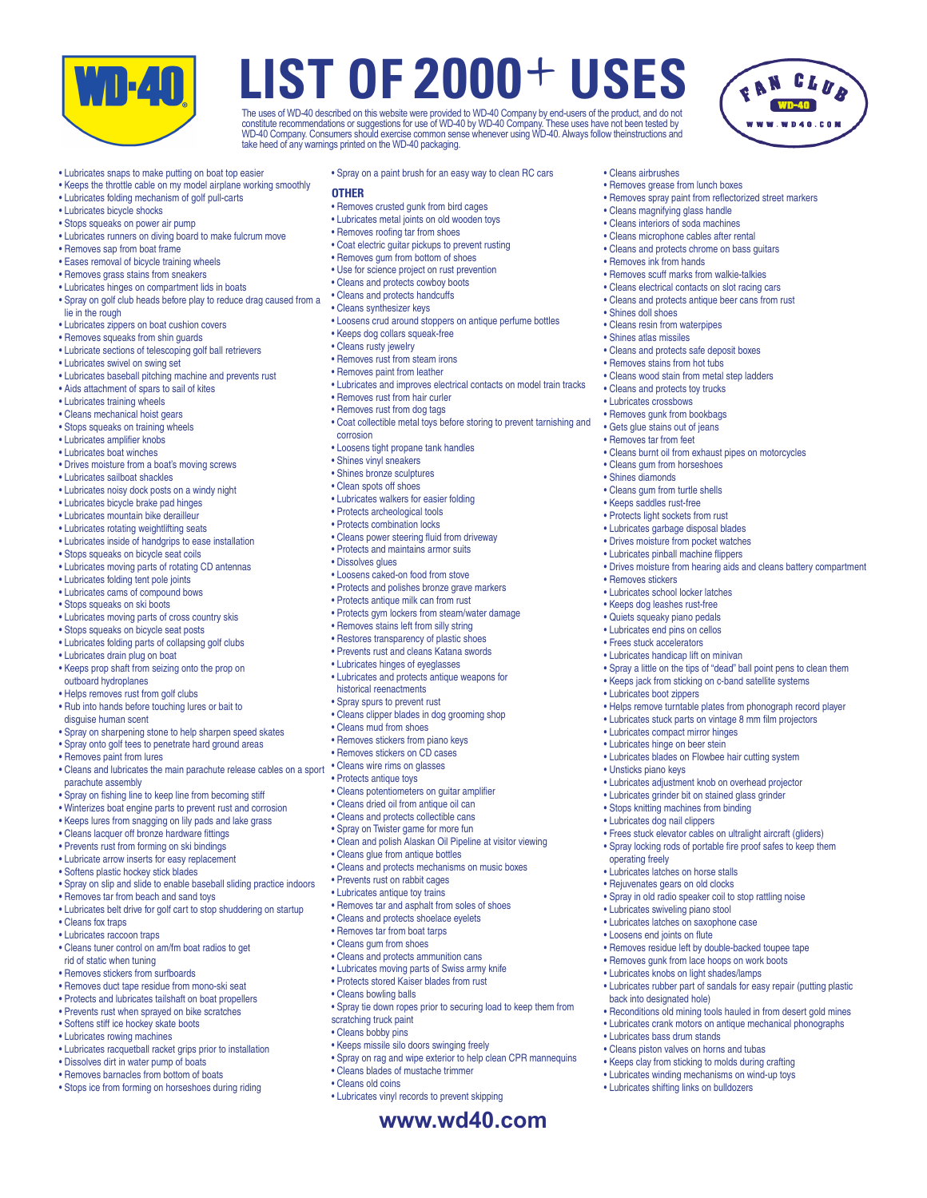# LIST OF 2000+ USES

The uses of WD-40 described on this website were provided to WD-40 Company by end-users of the product, and do not constitute recommendations or suggestions for use of WD-40 by WD-40 Company. These uses have not been tested by WD-40 Company. Consumers should exercise common sense whenever using WD-40. Always follow theinstructions and take heed of any warnings printed on the WD-40 packaging.

- Lubricates snaps to make putting on boat top easier
- Keeps the throttle cable on my model airplane working smoothly
- Lubricates folding mechanism of golf pull-carts
- Lubricates bicycle shocks
- Stops squeaks on power air pump
- Lubricates runners on diving board to make fulcrum move
- Removes sap from boat frame
- Eases removal of bicycle training wheels
- Removes grass stains from sneakers
- Lubricates hinges on compartment lids in boats
- Spray on golf club heads before play to reduce drag caused from a lie in the rough
- Lubricates zippers on boat cushion covers
- Removes squeaks from shin guards
- Lubricate sections of telescoping golf ball retrievers
- Lubricates swivel on swing set
- Lubricates baseball pitching machine and prevents rust
- Aids attachment of spars to sail of kites
- Lubricates training wheels
- Cleans mechanical hoist gears
- Stops squeaks on training wheels
- Lubricates amplifier knobs
- Lubricates boat winches
- Drives moisture from a boat's moving screws
- Lubricates sailboat shackles
- Lubricates noisy dock posts on a windy night
- Lubricates bicycle brake pad hinges
- Lubricates mountain bike derailleur
- Lubricates rotating weightlifting seats
- Lubricates inside of handgrips to ease installation
- Stops squeaks on bicycle seat coils
- Lubricates moving parts of rotating CD antennas
- Lubricates folding tent pole joints
- Lubricates cams of compound bows
- Stops squeaks on ski boots
- Lubricates moving parts of cross country skis
- Stops squeaks on bicycle seat posts
- Lubricates folding parts of collapsing golf clubs
- Lubricates drain plug on boat
- Keeps prop shaft from seizing onto the prop on outboard hydroplanes
- Helps removes rust from golf clubs
- Rub into hands before touching lures or bait to disguise human scent
- Spray on sharpening stone to help sharpen speed skates
- Spray onto golf tees to penetrate hard ground areas
- Removes paint from lures
- Cleans and lubricates the main parachute release cables on a sport parachute assembly
- Spray on fishing line to keep line from becoming stiff
- Winterizes boat engine parts to prevent rust and corrosion
- Keeps lures from snagging on lily pads and lake grass
- Cleans lacquer off bronze hardware fittings
- Prevents rust from forming on ski bindings
- Lubricate arrow inserts for easy replacement
- Softens plastic hockey stick blades
- Spray on slip and slide to enable baseball sliding practice indoors
- Removes tar from beach and sand toys
- Lubricates belt drive for golf cart to stop shuddering on startup
- Cleans fox traps
- Lubricates raccoon traps
- Cleans tuner control on am/fm boat radios to get rid of static when tuning
- Removes stickers from surfboards
- Removes duct tape residue from mono-ski seat
- Protects and lubricates tailshaft on boat propellers
- Prevents rust when sprayed on bike scratches
- Softens stiff ice hockey skate boots
- Lubricates rowing machines
- Lubricates racquetball racket grips prior to installation
- Dissolves dirt in water pump of boats
- Removes barnacles from bottom of boats
- Stops ice from forming on horseshoes during riding
- Spray on a paint brush for an easy way to clean RC cars

## OTHER

- Removes crusted gunk from bird cages
- Lubricates metal joints on old wooden toys
- Removes roofing tar from shoes
- Coat electric guitar pickups to prevent rusting
- Removes gum from bottom of shoes
- Use for science project on rust prevention
- Cleans and protects cowboy boots
- Cleans and protects handcuffs
- Cleans synthesizer keys
- Loosens crud around stoppers on antique perfume bottles
- Keeps dog collars squeak-free
- Cleans rusty jewelry
- Removes rust from steam irons
- Removes paint from leather
- Lubricates and improves electrical contacts on model train tracks
- Removes rust from hair curler
- Removes rust from dog tags
- Coat collectible metal toys before storing to prevent tarnishing and corrosion
- Loosens tight propane tank handles
- Shines vinyl sneakers
- Shines bronze sculptures
- Clean spots off shoes
- Lubricates walkers for easier folding
- Protects archeological tools
- Protects combination locks
- Cleans power steering fluid from driveway
- Protects and maintains armor suits
- Dissolves glues
- Loosens caked-on food from stove
- Protects and polishes bronze grave markers
- Protects antique milk can from rust
- Protects gym lockers from steam/water damage
- Removes stains left from silly string
- Restores transparency of plastic shoes
- Prevents rust and cleans Katana swords
- Lubricates hinges of eyeglasses
- Lubricates and protects antique weapons for historical reenactments
- Spray spurs to prevent rust
- Cleans clipper blades in dog grooming shop
- Cleans mud from shoes
- Removes stickers from piano keys
- Removes stickers on CD cases
- Cleans wire rims on glasses
- Protects antique toys
- Cleans potentiometers on guitar amplifier
- Cleans dried oil from antique oil can
- Cleans and protects collectible cans
- Spray on Twister game for more fun
- Clean and polish Alaskan Oil Pipeline at visitor viewing
- Cleans glue from antique bottles
- Cleans and protects mechanisms on music boxes
- Prevents rust on rabbit cages
- Lubricates antique toy trains
- Removes tar and asphalt from soles of shoes
- Cleans and protects shoelace eyelets
- Removes tar from boat tarps
- Cleans gum from shoes
- Cleans and protects ammunition cans
- Lubricates moving parts of Swiss army knife
- Protects stored Kaiser blades from rust
- Cleans bowling balls
- Spray tie down ropes prior to securing load to keep them from scratching truck paint
- Cleans bobby pins
- Keeps missile silo doors swinging freely
- Spray on rag and wipe exterior to help clean CPR mannequins
- Cleans blades of mustache trimmer
- Cleans old coins
- Lubricates vinyl records to prevent skipping
- Cleans airbrushes
- Removes grease from lunch boxes
- Removes spray paint from reflectorized street markers
- Cleans magnifying glass handle
- Cleans interiors of soda machines
- Cleans microphone cables after rental
- Cleans and protects chrome on bass guitars
- Removes ink from hands
- Removes scuff marks from walkie-talkies
- Cleans electrical contacts on slot racing cars
- Cleans and protects antique beer cans from rust
- Shines doll shoes
- Cleans resin from waterpipes
- Shines atlas missiles
- Cleans and protects safe deposit boxes
- Removes stains from hot tubs
- Cleans wood stain from metal step ladders
- Cleans and protects toy trucks
- Lubricates crossbows
- Removes gunk from bookbags
- Gets glue stains out of jeans
- Removes tar from feet
- Cleans burnt oil from exhaust pipes on motorcycles
- Cleans gum from horseshoes
- Shines diamonds
- Cleans gum from turtle shells
- Keeps saddles rust-free
- Protects light sockets from rust
- Lubricates garbage disposal blades
- Drives moisture from pocket watches
- Lubricates pinball machine flippers
- Drives moisture from hearing aids and cleans battery compartment
- Removes stickers
- Lubricates school locker latches
- Keeps dog leashes rust-free
- Quiets squeaky piano pedals
- Lubricates end pins on cellos
- Frees stuck accelerators
- Lubricates handicap lift on minivan
- Spray a little on the tips of "dead" ball point pens to clean them
- Keeps jack from sticking on c-band satellite systems
- Lubricates boot zippers
- Helps remove turntable plates from phonograph record player
- Lubricates stuck parts on vintage 8 mm film projectors
- Lubricates compact mirror hinges
- Lubricates hinge on beer stein
- Lubricates blades on Flowbee hair cutting system
- Unsticks piano keys
- Lubricates adjustment knob on overhead projector
- Lubricates grinder bit on stained glass grinder
- Stops knitting machines from binding
- Lubricates dog nail clippers
- Frees stuck elevator cables on ultralight aircraft (gliders)
- Spray locking rods of portable fire proof safes to keep them operating freely
- Lubricates latches on horse stalls
- Rejuvenates gears on old clocks
- Spray in old radio speaker coil to stop rattling noise
- Lubricates swiveling piano stool
- Lubricates latches on saxophone case
- Loosens end joints on flute
- Removes residue left by double-backed toupee tape
- Removes gunk from lace hoops on work boots
- Lubricates knobs on light shades/lamps
- Lubricates rubber part of sandals for easy repair (putting plastic back into designated hole)
- Reconditions old mining tools hauled in from desert gold mines
- Lubricates crank motors on antique mechanical phonographs
- Lubricates bass drum stands
- Cleans piston valves on horns and tubas
- Keeps clay from sticking to molds during crafting
- Lubricates winding mechanisms on wind-up toys
- Lubricates shifting links on bulldozers

www.wd40.com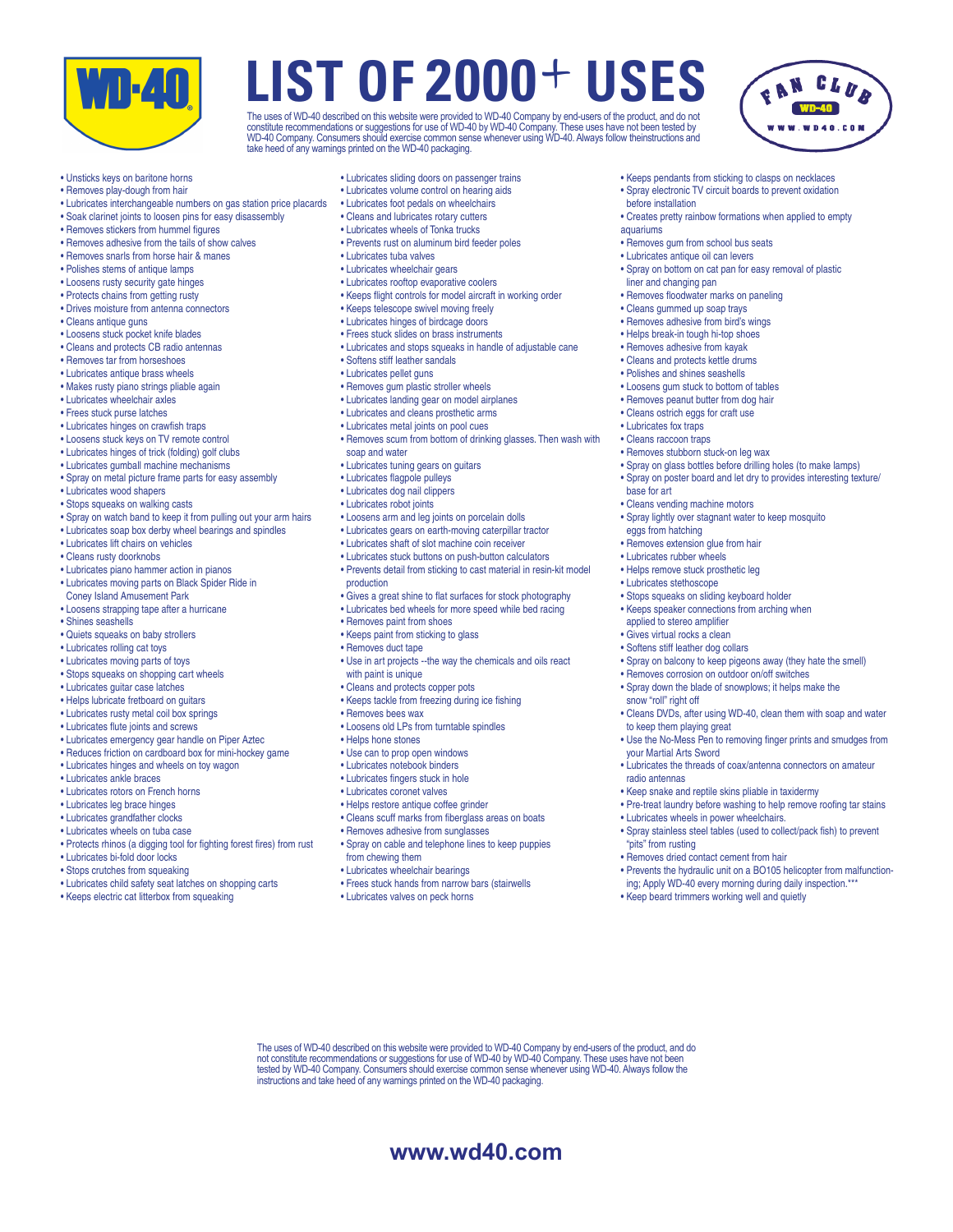# LIST OF 2000+ USES

The uses of WD-40 described on this website were provided to WD-40 Company by end-users of the product, and do not constitute recommendations or suggestions for use of WD-40 by WD-40 Company. These uses have not been tested by WD-40 Company. Consumers should exercise common sense whenever using WD-40. Always follow theinstructions and take heed of any warnings printed on the WD-40 packaging.

- Unsticks keys on baritone horns
- Removes play-dough from hair
- Lubricates interchangeable numbers on gas station price placards
- Soak clarinet joints to loosen pins for easy disassembly
- Removes stickers from hummel figures
- Removes adhesive from the tails of show calves
- Removes snarls from horse hair & manes
- Polishes stems of antique lamps
- Loosens rusty security gate hinges
- Protects chains from getting rusty
- Drives moisture from antenna connectors
- Cleans antique guns
- Loosens stuck pocket knife blades
- Cleans and protects CB radio antennas
- Removes tar from horseshoes
- Lubricates antique brass wheels
- Makes rusty piano strings pliable again
- Lubricates wheelchair axles
- Frees stuck purse latches
- Lubricates hinges on crawfish traps
- Loosens stuck keys on TV remote control
- Lubricates hinges of trick (folding) golf clubs
- Lubricates gumball machine mechanisms
- Spray on metal picture frame parts for easy assembly
- Lubricates wood shapers
- Stops squeaks on walking casts
- Spray on watch band to keep it from pulling out your arm hairs
- Lubricates soap box derby wheel bearings and spindles
- Lubricates lift chairs on vehicles
- Cleans rusty doorknobs
- Lubricates piano hammer action in pianos
- Lubricates moving parts on Black Spider Ride in Coney Island Amusement Park
- Loosens strapping tape after a hurricane
- Shines seashells
- Quiets squeaks on baby strollers
- Lubricates rolling cat toys
- Lubricates moving parts of toys
- Stops squeaks on shopping cart wheels
- Lubricates guitar case latches
- Helps lubricate fretboard on guitars
- Lubricates rusty metal coil box springs
- Lubricates flute joints and screws
- Lubricates emergency gear handle on Piper Aztec
- Reduces friction on cardboard box for mini-hockey game
- Lubricates hinges and wheels on toy wagon
- Lubricates ankle braces
- Lubricates rotors on French horns
- Lubricates leg brace hinges
- Lubricates grandfather clocks
- Lubricates wheels on tuba case
- Protects rhinos (a digging tool for fighting forest fires) from rust
- Lubricates bi-fold door locks
- Stops crutches from squeaking
- Lubricates child safety seat latches on shopping carts
- Keeps electric cat litterbox from squeaking
- Lubricates sliding doors on passenger trains
- Lubricates volume control on hearing aids
- Lubricates foot pedals on wheelchairs
- Cleans and lubricates rotary cutters
- Lubricates wheels of Tonka trucks
- Prevents rust on aluminum bird feeder poles
- Lubricates tuba valves
- Lubricates wheelchair gears
- Lubricates rooftop evaporative coolers
- Keeps flight controls for model aircraft in working order
- Keeps telescope swivel moving freely
- Lubricates hinges of birdcage doors
- Frees stuck slides on brass instruments
- Lubricates and stops squeaks in handle of adjustable cane
- Softens stiff leather sandals
- Lubricates pellet guns
- Removes gum plastic stroller wheels
- Lubricates landing gear on model airplanes
- Lubricates and cleans prosthetic arms
- Lubricates metal joints on pool cues
- Removes scum from bottom of drinking glasses. Then wash with soap and water
- Lubricates tuning gears on guitars
- Lubricates flagpole pulleys
- Lubricates dog nail clippers
- Lubricates robot joints
- Loosens arm and leg joints on porcelain dolls
- Lubricates gears on earth-moving caterpillar tractor
- Lubricates shaft of slot machine coin receiver
- Lubricates stuck buttons on push-button calculators
- Prevents detail from sticking to cast material in resin-kit model production
- Gives a great shine to flat surfaces for stock photography
- Lubricates bed wheels for more speed while bed racing
- Removes paint from shoes
- Keeps paint from sticking to glass
- Removes duct tape
- Use in art projects --the way the chemicals and oils react with paint is unique
- Cleans and protects copper pots
- Keeps tackle from freezing during ice fishing
- Removes bees wax
- Loosens old LPs from turntable spindles
- Helps hone stones
- Use can to prop open windows
- Lubricates notebook binders
- Lubricates fingers stuck in hole
- Lubricates coronet valves
- Helps restore antique coffee grinder
- Cleans scuff marks from fiberglass areas on boats
- Removes adhesive from sunglasses
- Spray on cable and telephone lines to keep puppies from chewing them
- Lubricates wheelchair bearings
- Frees stuck hands from narrow bars (stairwells
- Lubricates valves on peck horns
- Keeps pendants from sticking to clasps on necklaces
- Spray electronic TV circuit boards to prevent oxidation before installation
- Creates pretty rainbow formations when applied to empty aquariums
- Removes gum from school bus seats
- Lubricates antique oil can levers
- Spray on bottom on cat pan for easy removal of plastic liner and changing pan
- Removes floodwater marks on paneling
- Cleans gummed up soap trays
- Removes adhesive from bird's wings
- Helps break-in tough hi-top shoes
- Removes adhesive from kayak
- Cleans and protects kettle drums
- Polishes and shines seashells
- Loosens gum stuck to bottom of tables
- Removes peanut butter from dog hair
- Cleans ostrich eggs for craft use
- Lubricates fox traps
- Cleans raccoon traps
- Removes stubborn stuck-on leg wax
- Spray on glass bottles before drilling holes (to make lamps)
- Spray on poster board and let dry to provides interesting texture/ base for art
- Cleans vending machine motors
- Spray lightly over stagnant water to keep mosquito eggs from hatching
- Removes extension glue from hair
- Lubricates rubber wheels
- Helps remove stuck prosthetic leg
- Lubricates stethoscope
- Stops squeaks on sliding keyboard holder
- Keeps speaker connections from arching when applied to stereo amplifier
- Gives virtual rocks a clean
- Softens stiff leather dog collars
- Spray on balcony to keep pigeons away (they hate the smell)
- Removes corrosion on outdoor on/off switches
- Spray down the blade of snowplows; it helps make the snow "roll" right off
- Cleans DVDs, after using WD-40, clean them with soap and water to keep them playing great
- Use the No-Mess Pen to removing finger prints and smudges from your Martial Arts Sword
- Lubricates the threads of coax/antenna connectors on amateur radio antennas
- Keep snake and reptile skins pliable in taxidermy
- Pre-treat laundry before washing to help remove roofing tar stains
- Lubricates wheels in power wheelchairs.
- Spray stainless steel tables (used to collect/pack fish) to prevent "pits" from rusting
- Removes dried contact cement from hair
- Prevents the hydraulic unit on a BO105 helicopter from malfunctioning; Apply WD-40 every morning during daily inspection.***
- Keep beard trimmers working well and quietly

The uses of WD-40 described on this website were provided to WD-40 Company by end-users of the product, and do not constitute recommendations or suggestions for use of WD-40 by WD-40 Company. These uses have not been tested by WD-40 Company. Consumers should exercise common sense whenever using WD-40. Always follow the instructions and take heed of any warnings printed on the WD-40 packaging.

**www.wd40.com**